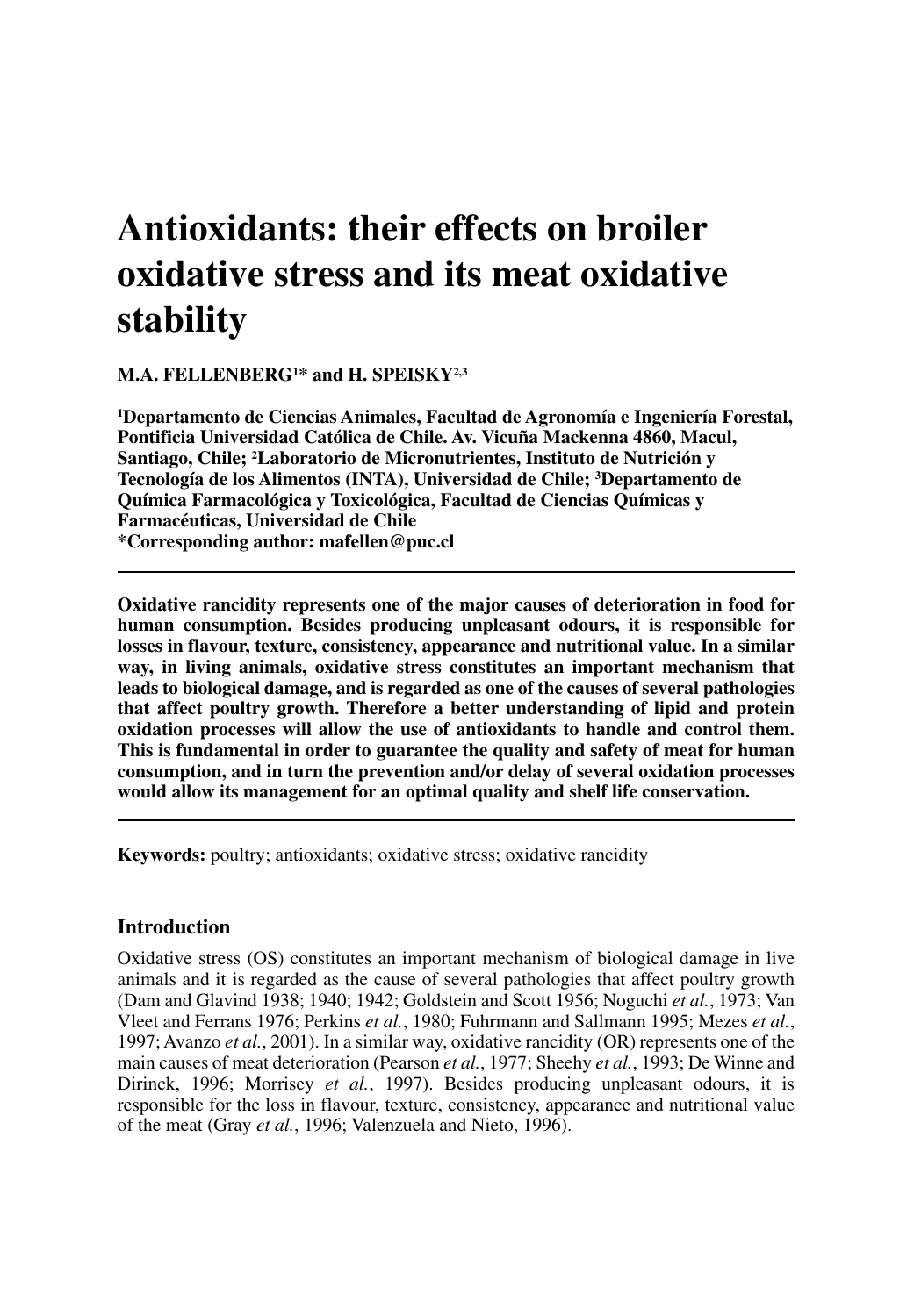# Antioxidants: their effects on broiler oxidative stress and its meat oxidative stability

**M.A. FELLENBERG[1]* and H. SPEISKY[2,3]**

**[1]Departamento de Ciencias Animales, Facultad de Agronomía e Ingeniería Forestal, Pontificia Universidad Católica de Chile. Av. Vicuña Mackenna 4860, Macul, Santiago, Chile; [2]Laboratorio de Micronutrientes, Instituto de Nutrición y Tecnología de los Alimentos (INTA), Universidad de Chile; [3]Departamento de Química Farmacológica y Toxicológica, Facultad de Ciencias Químicas y Farmacéuticas, Universidad de Chile**
**\*Corresponding author: mafellen@puc.cl**

---

**Oxidative rancidity represents one of the major causes of deterioration in food for human consumption. Besides producing unpleasant odours, it is responsible for losses in flavour, texture, consistency, appearance and nutritional value. In a similar way, in living animals, oxidative stress constitutes an important mechanism that leads to biological damage, and is regarded as one of the causes of several pathologies that affect poultry growth. Therefore a better understanding of lipid and protein oxidation processes will allow the use of antioxidants to handle and control them. This is fundamental in order to guarantee the quality and safety of meat for human consumption, and in turn the prevention and/or delay of several oxidation processes would allow its management for an optimal quality and shelf life conservation.**

---

**Keywords:** poultry; antioxidants; oxidative stress; oxidative rancidity

## Introduction

Oxidative stress (OS) constitutes an important mechanism of biological damage in live animals and it is regarded as the cause of several pathologies that affect poultry growth (Dam and Glavind 1938; 1940; 1942; Goldstein and Scott 1956; Noguchi *et al.*, 1973; Van Vleet and Ferrans 1976; Perkins *et al.*, 1980; Fuhrmann and Sallmann 1995; Mezes *et al.*, 1997; Avanzo *et al.*, 2001). In a similar way, oxidative rancidity (OR) represents one of the main causes of meat deterioration (Pearson *et al.*, 1977; Sheehy *et al.*, 1993; De Winne and Dirinck, 1996; Morrisey *et al.*, 1997). Besides producing unpleasant odours, it is responsible for the loss in flavour, texture, consistency, appearance and nutritional value of the meat (Gray *et al.*, 1996; Valenzuela and Nieto, 1996).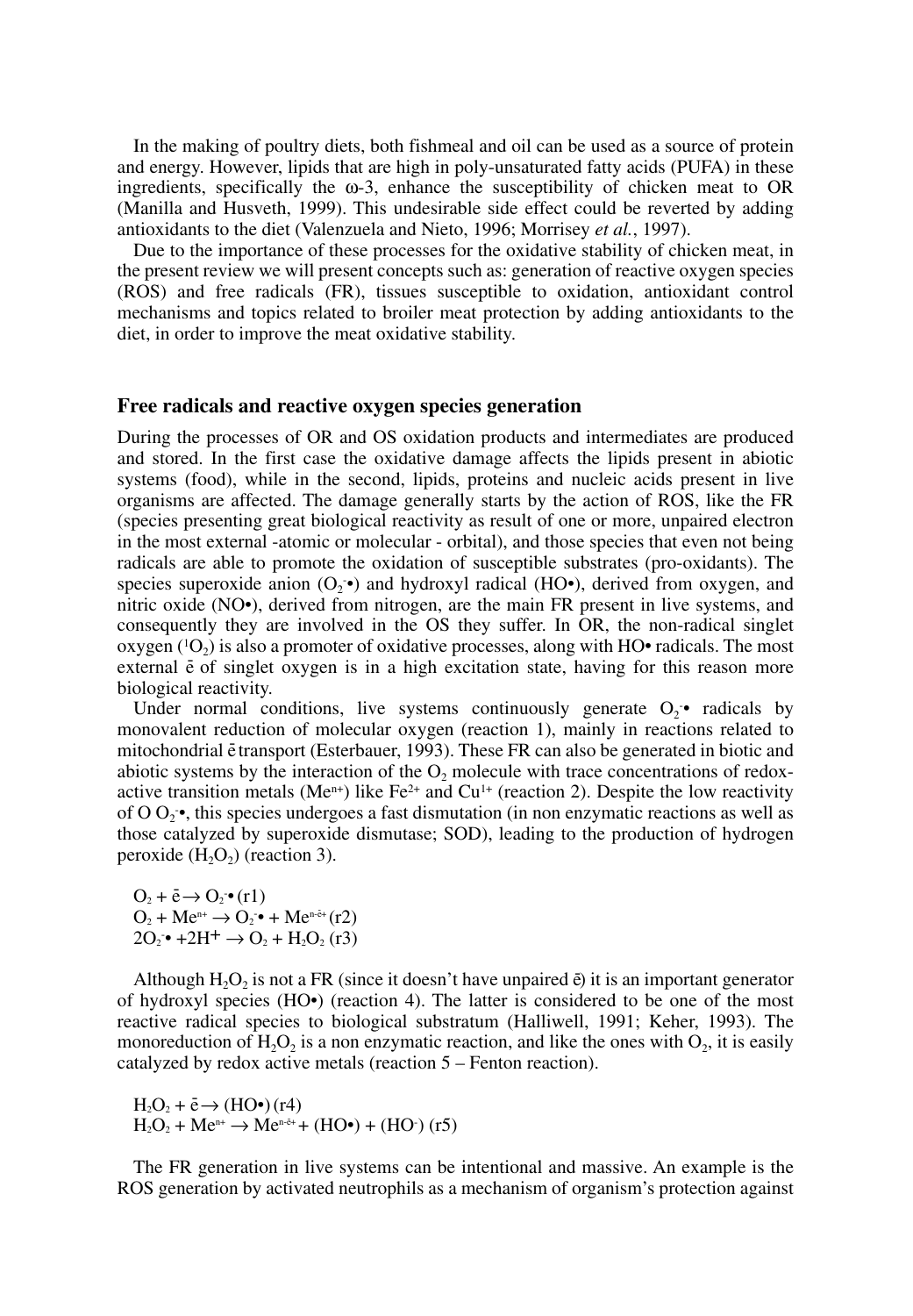In the making of poultry diets, both fishmeal and oil can be used as a source of protein and energy. However, lipids that are high in poly-unsaturated fatty acids (PUFA) in these ingredients, specifically the ω-3, enhance the susceptibility of chicken meat to OR (Manilla and Husveth, 1999). This undesirable side effect could be reverted by adding antioxidants to the diet (Valenzuela and Nieto, 1996; Morrisey *et al.*, 1997).

Due to the importance of these processes for the oxidative stability of chicken meat, in the present review we will present concepts such as: generation of reactive oxygen species (ROS) and free radicals (FR), tissues susceptible to oxidation, antioxidant control mechanisms and topics related to broiler meat protection by adding antioxidants to the diet, in order to improve the meat oxidative stability.

## Free radicals and reactive oxygen species generation

During the processes of OR and OS oxidation products and intermediates are produced and stored. In the first case the oxidative damage affects the lipids present in abiotic systems (food), while in the second, lipids, proteins and nucleic acids present in live organisms are affected. The damage generally starts by the action of ROS, like the FR (species presenting great biological reactivity as result of one or more, unpaired electron in the most external -atomic or molecular - orbital), and those species that even not being radicals are able to promote the oxidation of susceptible substrates (pro-oxidants). The species superoxide anion ($O_2^-$•) and hydroxyl radical (HO•), derived from oxygen, and nitric oxide (NO•), derived from nitrogen, are the main FR present in live systems, and consequently they are involved in the OS they suffer. In OR, the non-radical singlet oxygen ($^1O_2$) is also a promoter of oxidative processes, along with HO• radicals. The most external ē of singlet oxygen is in a high excitation state, having for this reason more biological reactivity.

Under normal conditions, live systems continuously generate $O_2^-$• radicals by monovalent reduction of molecular oxygen (reaction 1), mainly in reactions related to mitochondrial ē transport (Esterbauer, 1993). These FR can also be generated in biotic and abiotic systems by the interaction of the $O_2$ molecule with trace concentrations of redox-active transition metals ($Me^{n+}$) like $Fe^{2+}$ and $Cu^{1+}$ (reaction 2). Despite the low reactivity of O $O_2^-$•, this species undergoes a fast dismutation (in non enzymatic reactions as well as those catalyzed by superoxide dismutase; SOD), leading to the production of hydrogen peroxide ($H_2O_2$) (reaction 3).

$O_2 + \bar{e} \rightarrow O_2^-\bullet$ (r1)
$O_2 + Me^{n+} \rightarrow O_2^-\bullet + Me^{n-\bar{e}+}$ (r2)
$2O_2^-\bullet + 2H^+ \rightarrow O_2 + H_2O_2$ (r3)

Although $H_2O_2$ is not a FR (since it doesn't have unpaired ē) it is an important generator of hydroxyl species (HO•) (reaction 4). The latter is considered to be one of the most reactive radical species to biological substratum (Halliwell, 1991; Keher, 1993). The monoreduction of $H_2O_2$ is a non enzymatic reaction, and like the ones with $O_2$, it is easily catalyzed by redox active metals (reaction 5 – Fenton reaction).

$H_2O_2 + \bar{e} \rightarrow (HO\bullet)$ (r4)
$H_2O_2 + Me^{n+} \rightarrow Me^{n-\bar{e}+} + (HO\bullet) + (HO^-)$ (r5)

The FR generation in live systems can be intentional and massive. An example is the ROS generation by activated neutrophils as a mechanism of organism's protection against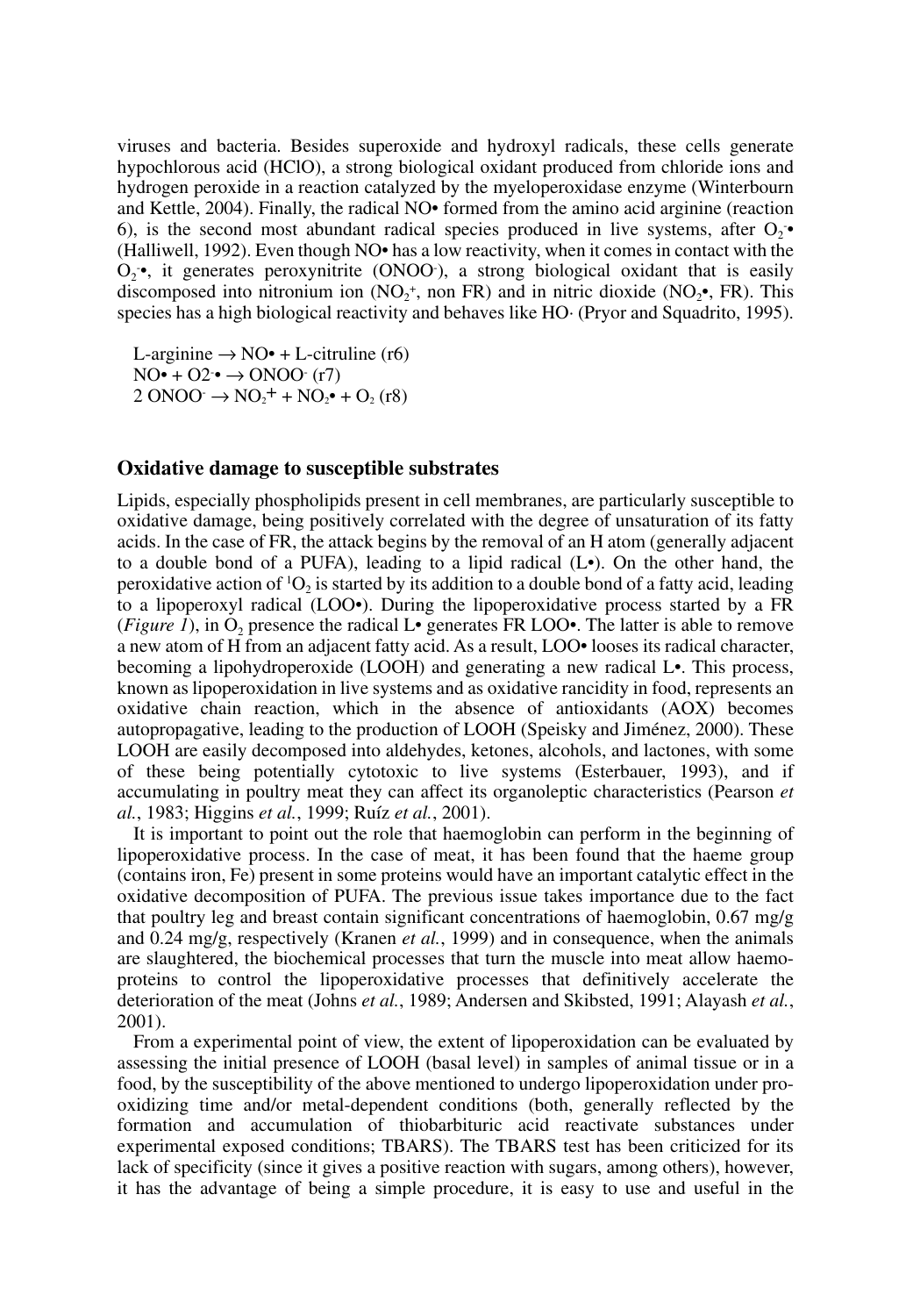viruses and bacteria. Besides superoxide and hydroxyl radicals, these cells generate hypochlorous acid (HClO), a strong biological oxidant produced from chloride ions and hydrogen peroxide in a reaction catalyzed by the myeloperoxidase enzyme (Winterbourn and Kettle, 2004). Finally, the radical NO• formed from the amino acid arginine (reaction 6), is the second most abundant radical species produced in live systems, after $O_2^-$• (Halliwell, 1992). Even though NO• has a low reactivity, when it comes in contact with the $O_2^-$•, it generates peroxynitrite ($ONOO^-$), a strong biological oxidant that is easily discomposed into nitronium ion ($NO_2^+$, non FR) and in nitric dioxide ($NO_2$•, FR). This species has a high biological reactivity and behaves like HO· (Pryor and Squadrito, 1995).

L-arginine → NO• + L-citruline (r6)
NO• + $O2^-$• → $ONOO^-$ (r7)
2 $ONOO^-$ → $NO_2^+$ + $NO_2$• + $O_2$ (r8)

## Oxidative damage to susceptible substrates

Lipids, especially phospholipids present in cell membranes, are particularly susceptible to oxidative damage, being positively correlated with the degree of unsaturation of its fatty acids. In the case of FR, the attack begins by the removal of an H atom (generally adjacent to a double bond of a PUFA), leading to a lipid radical (L•). On the other hand, the peroxidative action of $^1O_2$ is started by its addition to a double bond of a fatty acid, leading to a lipoperoxyl radical (LOO•). During the lipoperoxidative process started by a FR (*Figure 1*), in $O_2$ presence the radical L• generates FR LOO•. The latter is able to remove a new atom of H from an adjacent fatty acid. As a result, LOO• looses its radical character, becoming a lipohydroperoxide (LOOH) and generating a new radical L•. This process, known as lipoperoxidation in live systems and as oxidative rancidity in food, represents an oxidative chain reaction, which in the absence of antioxidants (AOX) becomes autopropagative, leading to the production of LOOH (Speisky and Jiménez, 2000). These LOOH are easily decomposed into aldehydes, ketones, alcohols, and lactones, with some of these being potentially cytotoxic to live systems (Esterbauer, 1993), and if accumulating in poultry meat they can affect its organoleptic characteristics (Pearson *et al.*, 1983; Higgins *et al.*, 1999; Ruíz *et al.*, 2001).

It is important to point out the role that haemoglobin can perform in the beginning of lipoperoxidative process. In the case of meat, it has been found that the haeme group (contains iron, Fe) present in some proteins would have an important catalytic effect in the oxidative decomposition of PUFA. The previous issue takes importance due to the fact that poultry leg and breast contain significant concentrations of haemoglobin, 0.67 mg/g and 0.24 mg/g, respectively (Kranen *et al.*, 1999) and in consequence, when the animals are slaughtered, the biochemical processes that turn the muscle into meat allow haemo-proteins to control the lipoperoxidative processes that definitively accelerate the deterioration of the meat (Johns *et al.*, 1989; Andersen and Skibsted, 1991; Alayash *et al.*, 2001).

From a experimental point of view, the extent of lipoperoxidation can be evaluated by assessing the initial presence of LOOH (basal level) in samples of animal tissue or in a food, by the susceptibility of the above mentioned to undergo lipoperoxidation under pro-oxidizing time and/or metal-dependent conditions (both, generally reflected by the formation and accumulation of thiobarbituric acid reactivate substances under experimental exposed conditions; TBARS). The TBARS test has been criticized for its lack of specificity (since it gives a positive reaction with sugars, among others), however, it has the advantage of being a simple procedure, it is easy to use and useful in the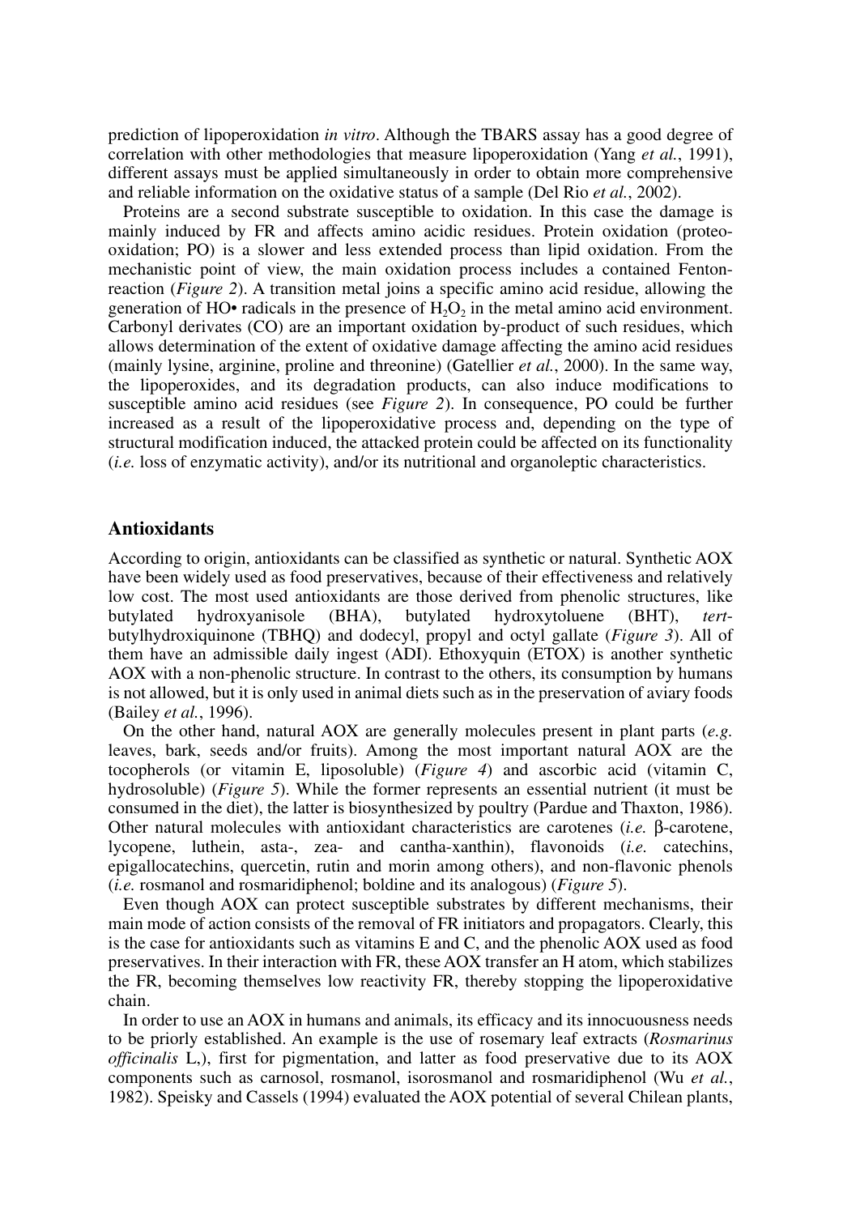prediction of lipoperoxidation *in vitro*. Although the TBARS assay has a good degree of correlation with other methodologies that measure lipoperoxidation (Yang *et al.*, 1991), different assays must be applied simultaneously in order to obtain more comprehensive and reliable information on the oxidative status of a sample (Del Rio *et al.*, 2002).

Proteins are a second substrate susceptible to oxidation. In this case the damage is mainly induced by FR and affects amino acidic residues. Protein oxidation (proteo-oxidation; PO) is a slower and less extended process than lipid oxidation. From the mechanistic point of view, the main oxidation process includes a contained Fenton-reaction (*Figure 2*). A transition metal joins a specific amino acid residue, allowing the generation of HO• radicals in the presence of $H_2O_2$ in the metal amino acid environment. Carbonyl derivates (CO) are an important oxidation by-product of such residues, which allows determination of the extent of oxidative damage affecting the amino acid residues (mainly lysine, arginine, proline and threonine) (Gatellier *et al.*, 2000). In the same way, the lipoperoxides, and its degradation products, can also induce modifications to susceptible amino acid residues (see *Figure 2*). In consequence, PO could be further increased as a result of the lipoperoxidative process and, depending on the type of structural modification induced, the attacked protein could be affected on its functionality (*i.e.* loss of enzymatic activity), and/or its nutritional and organoleptic characteristics.

## Antioxidants

According to origin, antioxidants can be classified as synthetic or natural. Synthetic AOX have been widely used as food preservatives, because of their effectiveness and relatively low cost. The most used antioxidants are those derived from phenolic structures, like butylated hydroxyanisole (BHA), butylated hydroxytoluene (BHT), *tert*-butylhydroxiquinone (TBHQ) and dodecyl, propyl and octyl gallate (*Figure 3*). All of them have an admissible daily ingest (ADI). Ethoxyquin (ETOX) is another synthetic AOX with a non-phenolic structure. In contrast to the others, its consumption by humans is not allowed, but it is only used in animal diets such as in the preservation of aviary foods (Bailey *et al.*, 1996).

On the other hand, natural AOX are generally molecules present in plant parts (*e.g.* leaves, bark, seeds and/or fruits). Among the most important natural AOX are the tocopherols (or vitamin E, liposoluble) (*Figure 4*) and ascorbic acid (vitamin C, hydrosoluble) (*Figure 5*). While the former represents an essential nutrient (it must be consumed in the diet), the latter is biosynthesized by poultry (Pardue and Thaxton, 1986). Other natural molecules with antioxidant characteristics are carotenes (*i.e.* β-carotene, lycopene, luthein, asta-, zea- and cantha-xanthin), flavonoids (*i.e.* catechins, epigallocatechins, quercetin, rutin and morin among others), and non-flavonic phenols (*i.e.* rosmanol and rosmaridiphenol; boldine and its analogous) (*Figure 5*).

Even though AOX can protect susceptible substrates by different mechanisms, their main mode of action consists of the removal of FR initiators and propagators. Clearly, this is the case for antioxidants such as vitamins E and C, and the phenolic AOX used as food preservatives. In their interaction with FR, these AOX transfer an H atom, which stabilizes the FR, becoming themselves low reactivity FR, thereby stopping the lipoperoxidative chain.

In order to use an AOX in humans and animals, its efficacy and its innocuousness needs to be priorly established. An example is the use of rosemary leaf extracts (*Rosmarinus officinalis* L,), first for pigmentation, and latter as food preservative due to its AOX components such as carnosol, rosmanol, isorosmanol and rosmaridiphenol (Wu *et al.*, 1982). Speisky and Cassels (1994) evaluated the AOX potential of several Chilean plants,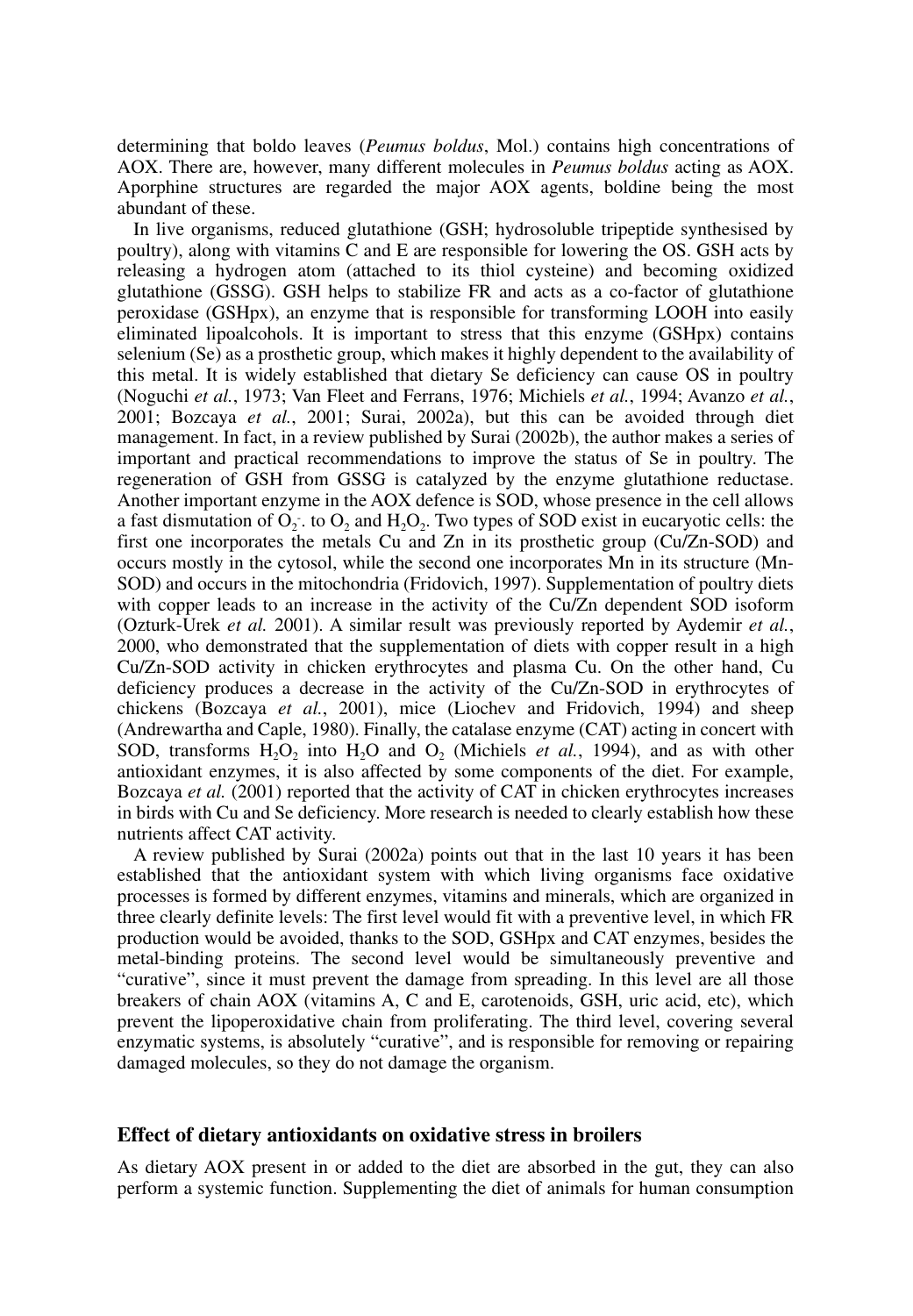determining that boldo leaves (*Peumus boldus*, Mol.) contains high concentrations of AOX. There are, however, many different molecules in *Peumus boldus* acting as AOX. Aporphine structures are regarded the major AOX agents, boldine being the most abundant of these.

In live organisms, reduced glutathione (GSH; hydrosoluble tripeptide synthesised by poultry), along with vitamins C and E are responsible for lowering the OS. GSH acts by releasing a hydrogen atom (attached to its thiol cysteine) and becoming oxidized glutathione (GSSG). GSH helps to stabilize FR and acts as a co-factor of glutathione peroxidase (GSHpx), an enzyme that is responsible for transforming LOOH into easily eliminated lipoalcohols. It is important to stress that this enzyme (GSHpx) contains selenium (Se) as a prosthetic group, which makes it highly dependent to the availability of this metal. It is widely established that dietary Se deficiency can cause OS in poultry (Noguchi *et al.*, 1973; Van Fleet and Ferrans, 1976; Michiels *et al.*, 1994; Avanzo *et al.*, 2001; Bozcaya *et al.*, 2001; Surai, 2002a), but this can be avoided through diet management. In fact, in a review published by Surai (2002b), the author makes a series of important and practical recommendations to improve the status of Se in poultry. The regeneration of GSH from GSSG is catalyzed by the enzyme glutathione reductase. Another important enzyme in the AOX defence is SOD, whose presence in the cell allows a fast dismutation of $O_2^-$. to $O_2$ and $H_2O_2$. Two types of SOD exist in eucaryotic cells: the first one incorporates the metals Cu and Zn in its prosthetic group (Cu/Zn-SOD) and occurs mostly in the cytosol, while the second one incorporates Mn in its structure (Mn-SOD) and occurs in the mitochondria (Fridovich, 1997). Supplementation of poultry diets with copper leads to an increase in the activity of the Cu/Zn dependent SOD isoform (Ozturk-Urek *et al.* 2001). A similar result was previously reported by Aydemir *et al.*, 2000, who demonstrated that the supplementation of diets with copper result in a high Cu/Zn-SOD activity in chicken erythrocytes and plasma Cu. On the other hand, Cu deficiency produces a decrease in the activity of the Cu/Zn-SOD in erythrocytes of chickens (Bozcaya *et al.*, 2001), mice (Liochev and Fridovich, 1994) and sheep (Andrewartha and Caple, 1980). Finally, the catalase enzyme (CAT) acting in concert with SOD, transforms $H_2O_2$ into $H_2O$ and $O_2$ (Michiels *et al.*, 1994), and as with other antioxidant enzymes, it is also affected by some components of the diet. For example, Bozcaya *et al.* (2001) reported that the activity of CAT in chicken erythrocytes increases in birds with Cu and Se deficiency. More research is needed to clearly establish how these nutrients affect CAT activity.

A review published by Surai (2002a) points out that in the last 10 years it has been established that the antioxidant system with which living organisms face oxidative processes is formed by different enzymes, vitamins and minerals, which are organized in three clearly definite levels: The first level would fit with a preventive level, in which FR production would be avoided, thanks to the SOD, GSHpx and CAT enzymes, besides the metal-binding proteins. The second level would be simultaneously preventive and "curative", since it must prevent the damage from spreading. In this level are all those breakers of chain AOX (vitamins A, C and E, carotenoids, GSH, uric acid, etc), which prevent the lipoperoxidative chain from proliferating. The third level, covering several enzymatic systems, is absolutely "curative", and is responsible for removing or repairing damaged molecules, so they do not damage the organism.

## Effect of dietary antioxidants on oxidative stress in broilers

As dietary AOX present in or added to the diet are absorbed in the gut, they can also perform a systemic function. Supplementing the diet of animals for human consumption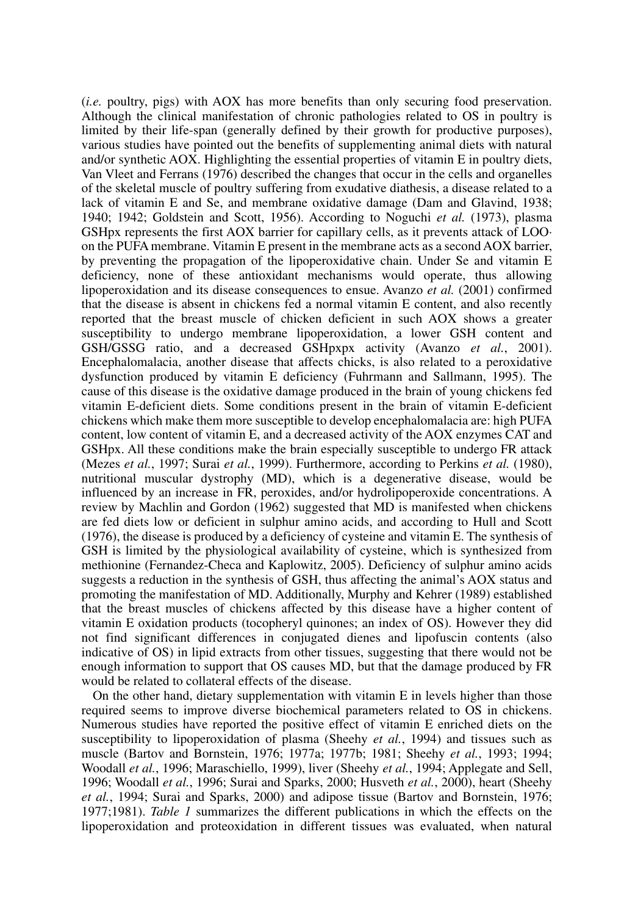(*i.e.* poultry, pigs) with AOX has more benefits than only securing food preservation. Although the clinical manifestation of chronic pathologies related to OS in poultry is limited by their life-span (generally defined by their growth for productive purposes), various studies have pointed out the benefits of supplementing animal diets with natural and/or synthetic AOX. Highlighting the essential properties of vitamin E in poultry diets, Van Vleet and Ferrans (1976) described the changes that occur in the cells and organelles of the skeletal muscle of poultry suffering from exudative diathesis, a disease related to a lack of vitamin E and Se, and membrane oxidative damage (Dam and Glavind, 1938; 1940; 1942; Goldstein and Scott, 1956). According to Noguchi *et al.* (1973), plasma GSHpx represents the first AOX barrier for capillary cells, as it prevents attack of LOO· on the PUFA membrane. Vitamin E present in the membrane acts as a second AOX barrier, by preventing the propagation of the lipoperoxidative chain. Under Se and vitamin E deficiency, none of these antioxidant mechanisms would operate, thus allowing lipoperoxidation and its disease consequences to ensue. Avanzo *et al.* (2001) confirmed that the disease is absent in chickens fed a normal vitamin E content, and also recently reported that the breast muscle of chicken deficient in such AOX shows a greater susceptibility to undergo membrane lipoperoxidation, a lower GSH content and GSH/GSSG ratio, and a decreased GSHpxpx activity (Avanzo *et al.*, 2001). Encephalomalacia, another disease that affects chicks, is also related to a peroxidative dysfunction produced by vitamin E deficiency (Fuhrmann and Sallmann, 1995). The cause of this disease is the oxidative damage produced in the brain of young chickens fed vitamin E-deficient diets. Some conditions present in the brain of vitamin E-deficient chickens which make them more susceptible to develop encephalomalacia are: high PUFA content, low content of vitamin E, and a decreased activity of the AOX enzymes CAT and GSHpx. All these conditions make the brain especially susceptible to undergo FR attack (Mezes *et al.*, 1997; Surai *et al.*, 1999). Furthermore, according to Perkins *et al.* (1980), nutritional muscular dystrophy (MD), which is a degenerative disease, would be influenced by an increase in FR, peroxides, and/or hydrolipoperoxide concentrations. A review by Machlin and Gordon (1962) suggested that MD is manifested when chickens are fed diets low or deficient in sulphur amino acids, and according to Hull and Scott (1976), the disease is produced by a deficiency of cysteine and vitamin E. The synthesis of GSH is limited by the physiological availability of cysteine, which is synthesized from methionine (Fernandez-Checa and Kaplowitz, 2005). Deficiency of sulphur amino acids suggests a reduction in the synthesis of GSH, thus affecting the animal's AOX status and promoting the manifestation of MD. Additionally, Murphy and Kehrer (1989) established that the breast muscles of chickens affected by this disease have a higher content of vitamin E oxidation products (tocopheryl quinones; an index of OS). However they did not find significant differences in conjugated dienes and lipofuscin contents (also indicative of OS) in lipid extracts from other tissues, suggesting that there would not be enough information to support that OS causes MD, but that the damage produced by FR would be related to collateral effects of the disease.

On the other hand, dietary supplementation with vitamin E in levels higher than those required seems to improve diverse biochemical parameters related to OS in chickens. Numerous studies have reported the positive effect of vitamin E enriched diets on the susceptibility to lipoperoxidation of plasma (Sheehy *et al.*, 1994) and tissues such as muscle (Bartov and Bornstein, 1976; 1977a; 1977b; 1981; Sheehy *et al.*, 1993; 1994; Woodall *et al.*, 1996; Maraschiello, 1999), liver (Sheehy *et al.*, 1994; Applegate and Sell, 1996; Woodall *et al.*, 1996; Surai and Sparks, 2000; Husveth *et al.*, 2000), heart (Sheehy *et al.*, 1994; Surai and Sparks, 2000) and adipose tissue (Bartov and Bornstein, 1976; 1977;1981). *Table 1* summarizes the different publications in which the effects on the lipoperoxidation and proteoxidation in different tissues was evaluated, when natural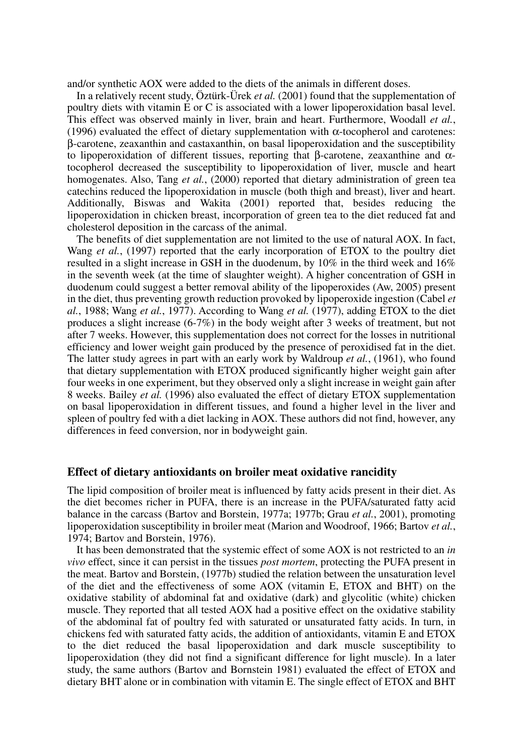and/or synthetic AOX were added to the diets of the animals in different doses.

In a relatively recent study, Öztürk-Ürek *et al.* (2001) found that the supplementation of poultry diets with vitamin E or C is associated with a lower lipoperoxidation basal level. This effect was observed mainly in liver, brain and heart. Furthermore, Woodall *et al.*, (1996) evaluated the effect of dietary supplementation with α-tocopherol and carotenes: β-carotene, zeaxanthin and castaxanthin, on basal lipoperoxidation and the susceptibility to lipoperoxidation of different tissues, reporting that β-carotene, zeaxanthine and α-tocopherol decreased the susceptibility to lipoperoxidation of liver, muscle and heart homogenates. Also, Tang *et al.*, (2000) reported that dietary administration of green tea catechins reduced the lipoperoxidation in muscle (both thigh and breast), liver and heart. Additionally, Biswas and Wakita (2001) reported that, besides reducing the lipoperoxidation in chicken breast, incorporation of green tea to the diet reduced fat and cholesterol deposition in the carcass of the animal.

The benefits of diet supplementation are not limited to the use of natural AOX. In fact, Wang *et al.*, (1997) reported that the early incorporation of ETOX to the poultry diet resulted in a slight increase in GSH in the duodenum, by 10% in the third week and 16% in the seventh week (at the time of slaughter weight). A higher concentration of GSH in duodenum could suggest a better removal ability of the lipoperoxides (Aw, 2005) present in the diet, thus preventing growth reduction provoked by lipoperoxide ingestion (Cabel *et al.*, 1988; Wang *et al.*, 1977). According to Wang *et al.* (1977), adding ETOX to the diet produces a slight increase (6-7%) in the body weight after 3 weeks of treatment, but not after 7 weeks. However, this supplementation does not correct for the losses in nutritional efficiency and lower weight gain produced by the presence of peroxidised fat in the diet. The latter study agrees in part with an early work by Waldroup *et al.*, (1961), who found that dietary supplementation with ETOX produced significantly higher weight gain after four weeks in one experiment, but they observed only a slight increase in weight gain after 8 weeks. Bailey *et al.* (1996) also evaluated the effect of dietary ETOX supplementation on basal lipoperoxidation in different tissues, and found a higher level in the liver and spleen of poultry fed with a diet lacking in AOX. These authors did not find, however, any differences in feed conversion, nor in bodyweight gain.

## Effect of dietary antioxidants on broiler meat oxidative rancidity

The lipid composition of broiler meat is influenced by fatty acids present in their diet. As the diet becomes richer in PUFA, there is an increase in the PUFA/saturated fatty acid balance in the carcass (Bartov and Borstein, 1977a; 1977b; Grau *et al.*, 2001), promoting lipoperoxidation susceptibility in broiler meat (Marion and Woodroof, 1966; Bartov *et al.*, 1974; Bartov and Borstein, 1976).

It has been demonstrated that the systemic effect of some AOX is not restricted to an *in vivo* effect, since it can persist in the tissues *post mortem*, protecting the PUFA present in the meat. Bartov and Borstein, (1977b) studied the relation between the unsaturation level of the diet and the effectiveness of some AOX (vitamin E, ETOX and BHT) on the oxidative stability of abdominal fat and oxidative (dark) and glycolitic (white) chicken muscle. They reported that all tested AOX had a positive effect on the oxidative stability of the abdominal fat of poultry fed with saturated or unsaturated fatty acids. In turn, in chickens fed with saturated fatty acids, the addition of antioxidants, vitamin E and ETOX to the diet reduced the basal lipoperoxidation and dark muscle susceptibility to lipoperoxidation (they did not find a significant difference for light muscle). In a later study, the same authors (Bartov and Bornstein 1981) evaluated the effect of ETOX and dietary BHT alone or in combination with vitamin E. The single effect of ETOX and BHT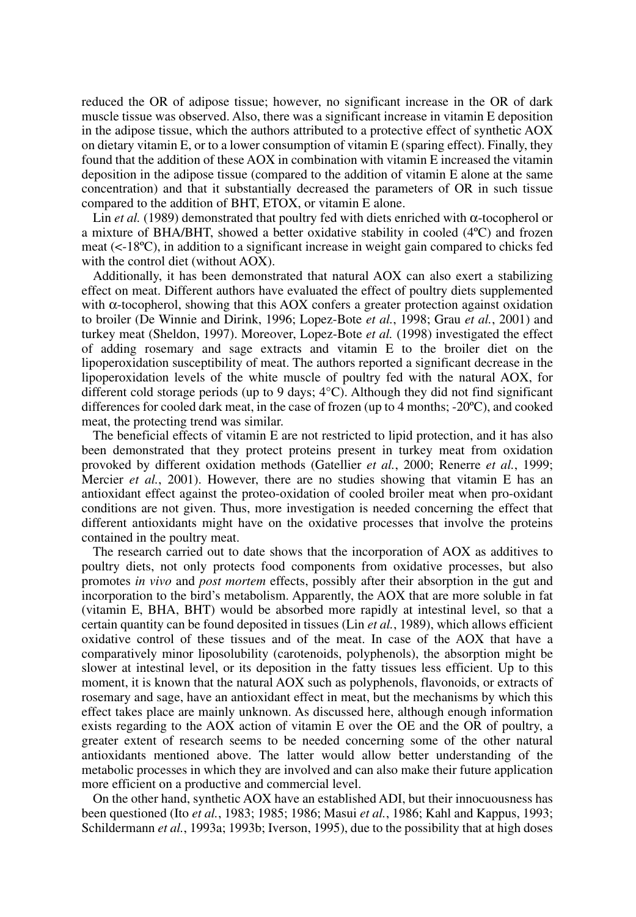reduced the OR of adipose tissue; however, no significant increase in the OR of dark muscle tissue was observed. Also, there was a significant increase in vitamin E deposition in the adipose tissue, which the authors attributed to a protective effect of synthetic AOX on dietary vitamin E, or to a lower consumption of vitamin E (sparing effect). Finally, they found that the addition of these AOX in combination with vitamin E increased the vitamin deposition in the adipose tissue (compared to the addition of vitamin E alone at the same concentration) and that it substantially decreased the parameters of OR in such tissue compared to the addition of BHT, ETOX, or vitamin E alone.

Lin *et al.* (1989) demonstrated that poultry fed with diets enriched with α-tocopherol or a mixture of BHA/BHT, showed a better oxidative stability in cooled (4ºC) and frozen meat (<-18ºC), in addition to a significant increase in weight gain compared to chicks fed with the control diet (without AOX).

Additionally, it has been demonstrated that natural AOX can also exert a stabilizing effect on meat. Different authors have evaluated the effect of poultry diets supplemented with α-tocopherol, showing that this AOX confers a greater protection against oxidation to broiler (De Winnie and Dirink, 1996; Lopez-Bote *et al.*, 1998; Grau *et al.*, 2001) and turkey meat (Sheldon, 1997). Moreover, Lopez-Bote *et al.* (1998) investigated the effect of adding rosemary and sage extracts and vitamin E to the broiler diet on the lipoperoxidation susceptibility of meat. The authors reported a significant decrease in the lipoperoxidation levels of the white muscle of poultry fed with the natural AOX, for different cold storage periods (up to 9 days; 4°C). Although they did not find significant differences for cooled dark meat, in the case of frozen (up to 4 months; -20ºC), and cooked meat, the protecting trend was similar.

The beneficial effects of vitamin E are not restricted to lipid protection, and it has also been demonstrated that they protect proteins present in turkey meat from oxidation provoked by different oxidation methods (Gatellier *et al.*, 2000; Renerre *et al.*, 1999; Mercier *et al.*, 2001). However, there are no studies showing that vitamin E has an antioxidant effect against the proteo-oxidation of cooled broiler meat when pro-oxidant conditions are not given. Thus, more investigation is needed concerning the effect that different antioxidants might have on the oxidative processes that involve the proteins contained in the poultry meat.

The research carried out to date shows that the incorporation of AOX as additives to poultry diets, not only protects food components from oxidative processes, but also promotes *in vivo* and *post mortem* effects, possibly after their absorption in the gut and incorporation to the bird's metabolism. Apparently, the AOX that are more soluble in fat (vitamin E, BHA, BHT) would be absorbed more rapidly at intestinal level, so that a certain quantity can be found deposited in tissues (Lin *et al.*, 1989), which allows efficient oxidative control of these tissues and of the meat. In case of the AOX that have a comparatively minor liposolubility (carotenoids, polyphenols), the absorption might be slower at intestinal level, or its deposition in the fatty tissues less efficient. Up to this moment, it is known that the natural AOX such as polyphenols, flavonoids, or extracts of rosemary and sage, have an antioxidant effect in meat, but the mechanisms by which this effect takes place are mainly unknown. As discussed here, although enough information exists regarding to the AOX action of vitamin E over the OE and the OR of poultry, a greater extent of research seems to be needed concerning some of the other natural antioxidants mentioned above. The latter would allow better understanding of the metabolic processes in which they are involved and can also make their future application more efficient on a productive and commercial level.

On the other hand, synthetic AOX have an established ADI, but their innocuousness has been questioned (Ito *et al.*, 1983; 1985; 1986; Masui *et al.*, 1986; Kahl and Kappus, 1993; Schildermann *et al.*, 1993a; 1993b; Iverson, 1995), due to the possibility that at high doses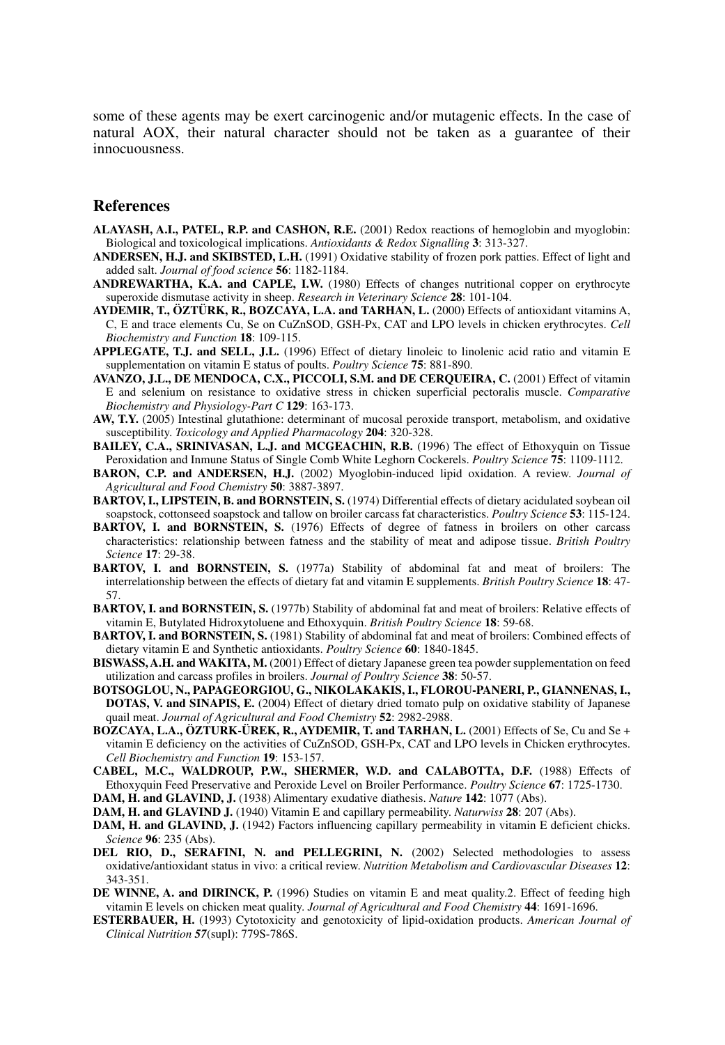some of these agents may be exert carcinogenic and/or mutagenic effects. In the case of natural AOX, their natural character should not be taken as a guarantee of their innocuousness.

## References

**ALAYASH, A.I., PATEL, R.P. and CASHON, R.E.** (2001) Redox reactions of hemoglobin and myoglobin: Biological and toxicological implications. *Antioxidants & Redox Signalling* **3**: 313-327.

**ANDERSEN, H.J. and SKIBSTED, L.H.** (1991) Oxidative stability of frozen pork patties. Effect of light and added salt. *Journal of food science* **56**: 1182-1184.

**ANDREWARTHA, K.A. and CAPLE, I.W.** (1980) Effects of changes nutritional copper on erythrocyte superoxide dismutase activity in sheep. *Research in Veterinary Science* **28**: 101-104.

**AYDEMIR, T., ÖZTÜRK, R., BOZCAYA, L.A. and TARHAN, L.** (2000) Effects of antioxidant vitamins A, C, E and trace elements Cu, Se on CuZnSOD, GSH-Px, CAT and LPO levels in chicken erythrocytes. *Cell Biochemistry and Function* **18**: 109-115.

**APPLEGATE, T.J. and SELL, J.L.** (1996) Effect of dietary linoleic to linolenic acid ratio and vitamin E supplementation on vitamin E status of poults. *Poultry Science* **75**: 881-890.

**AVANZO, J.L., DE MENDOCA, C.X., PICCOLI, S.M. and DE CERQUEIRA, C.** (2001) Effect of vitamin E and selenium on resistance to oxidative stress in chicken superficial pectoralis muscle. *Comparative Biochemistry and Physiology-Part C* **129**: 163-173.

**AW, T.Y.** (2005) Intestinal glutathione: determinant of mucosal peroxide transport, metabolism, and oxidative susceptibility. *Toxicology and Applied Pharmacology* **204**: 320-328.

**BAILEY, C.A., SRINIVASAN, L.J. and MCGEACHIN, R.B.** (1996) The effect of Ethoxyquin on Tissue Peroxidation and Inmune Status of Single Comb White Leghorn Cockerels. *Poultry Science* **75**: 1109-1112.

**BARON, C.P. and ANDERSEN, H.J.** (2002) Myoglobin-induced lipid oxidation. A review. *Journal of Agricultural and Food Chemistry* **50**: 3887-3897.

**BARTOV, I., LIPSTEIN, B. and BORNSTEIN, S.** (1974) Differential effects of dietary acidulated soybean oil soapstock, cottonseed soapstock and tallow on broiler carcass fat characteristics. *Poultry Science* **53**: 115-124.

**BARTOV, I. and BORNSTEIN, S.** (1976) Effects of degree of fatness in broilers on other carcass characteristics: relationship between fatness and the stability of meat and adipose tissue. *British Poultry Science* **17**: 29-38.

**BARTOV, I. and BORNSTEIN, S.** (1977a) Stability of abdominal fat and meat of broilers: The interrelationship between the effects of dietary fat and vitamin E supplements. *British Poultry Science* **18**: 47-57.

**BARTOV, I. and BORNSTEIN, S.** (1977b) Stability of abdominal fat and meat of broilers: Relative effects of vitamin E, Butylated Hidroxytoluene and Ethoxyquin. *British Poultry Science* **18**: 59-68.

**BARTOV, I. and BORNSTEIN, S.** (1981) Stability of abdominal fat and meat of broilers: Combined effects of dietary vitamin E and Synthetic antioxidants. *Poultry Science* **60**: 1840-1845.

**BISWASS, A.H. and WAKITA, M.** (2001) Effect of dietary Japanese green tea powder supplementation on feed utilization and carcass profiles in broilers. *Journal of Poultry Science* **38**: 50-57.

**BOTSOGLOU, N., PAPAGEORGIOU, G., NIKOLAKAKIS, I., FLOROU-PANERI, P., GIANNENAS, I., DOTAS, V. and SINAPIS, E.** (2004) Effect of dietary dried tomato pulp on oxidative stability of Japanese quail meat. *Journal of Agricultural and Food Chemistry* **52**: 2982-2988.

**BOZCAYA, L.A., ÖZTURK-ÜREK, R., AYDEMIR, T. and TARHAN, L.** (2001) Effects of Se, Cu and Se + vitamin E deficiency on the activities of CuZnSOD, GSH-Px, CAT and LPO levels in Chicken erythrocytes. *Cell Biochemistry and Function* **19**: 153-157.

**CABEL, M.C., WALDROUP, P.W., SHERMER, W.D. and CALABOTTA, D.F.** (1988) Effects of Ethoxyquin Feed Preservative and Peroxide Level on Broiler Performance. *Poultry Science* **67**: 1725-1730.

**DAM, H. and GLAVIND, J.** (1938) Alimentary exudative diathesis. *Nature* **142**: 1077 (Abs).

**DAM, H. and GLAVIND J.** (1940) Vitamin E and capillary permeability. *Naturwiss* **28**: 207 (Abs).

**DAM, H. and GLAVIND, J.** (1942) Factors influencing capillary permeability in vitamin E deficient chicks. *Science* **96**: 235 (Abs).

**DEL RIO, D., SERAFINI, N. and PELLEGRINI, N.** (2002) Selected methodologies to assess oxidative/antioxidant status in vivo: a critical review. *Nutrition Metabolism and Cardiovascular Diseases* **12**: 343-351.

**DE WINNE, A. and DIRINCK, P.** (1996) Studies on vitamin E and meat quality.2. Effect of feeding high vitamin E levels on chicken meat quality. *Journal of Agricultural and Food Chemistry* **44**: 1691-1696.

**ESTERBAUER, H.** (1993) Cytotoxicity and genotoxicity of lipid-oxidation products. *American Journal of Clinical Nutrition* ***57***(supl): 779S-786S.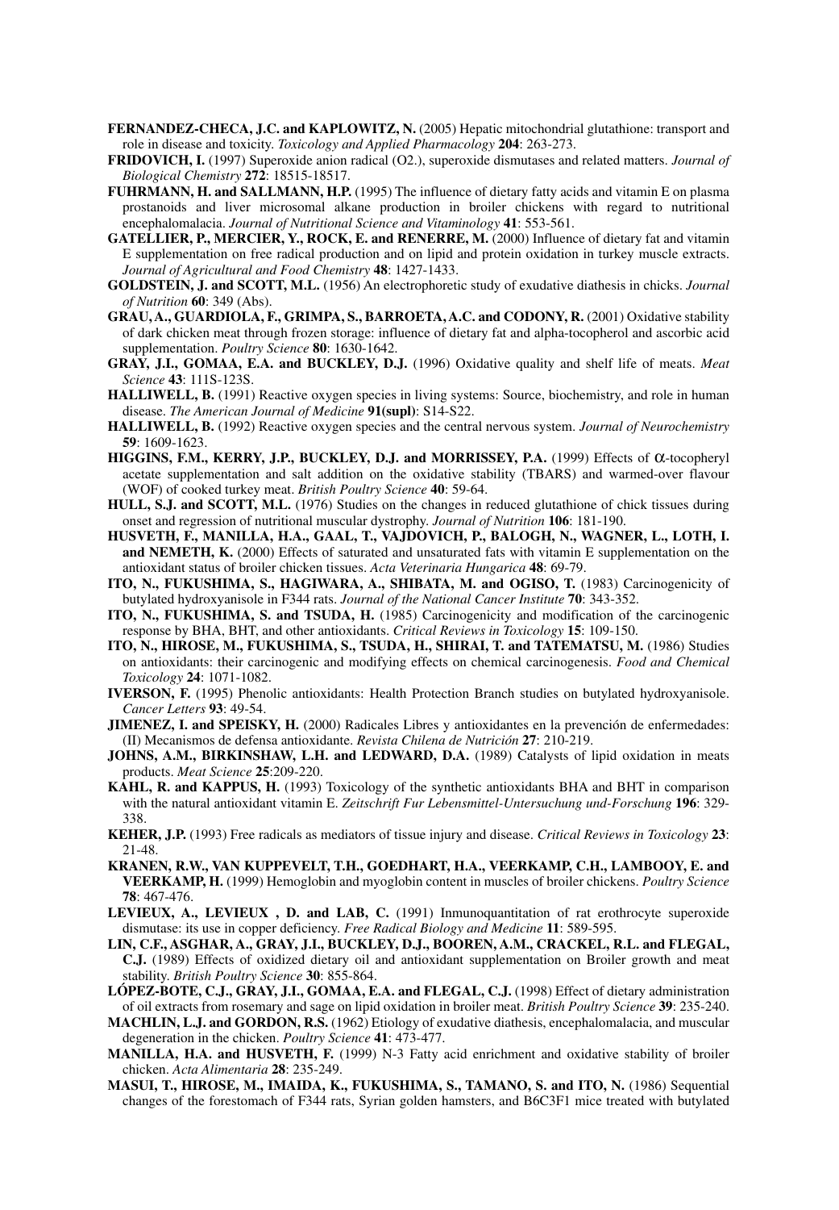**FERNANDEZ-CHECA, J.C. and KAPLOWITZ, N.** (2005) Hepatic mitochondrial glutathione: transport and role in disease and toxicity. *Toxicology and Applied Pharmacology* **204**: 263-273.

**FRIDOVICH, I.** (1997) Superoxide anion radical (O2.), superoxide dismutases and related matters. *Journal of Biological Chemistry* **272**: 18515-18517.

**FUHRMANN, H. and SALLMANN, H.P.** (1995) The influence of dietary fatty acids and vitamin E on plasma prostanoids and liver microsomal alkane production in broiler chickens with regard to nutritional encephalomalacia. *Journal of Nutritional Science and Vitaminology* **41**: 553-561.

**GATELLIER, P., MERCIER, Y., ROCK, E. and RENERRE, M.** (2000) Influence of dietary fat and vitamin E supplementation on free radical production and on lipid and protein oxidation in turkey muscle extracts. *Journal of Agricultural and Food Chemistry* **48**: 1427-1433.

**GOLDSTEIN, J. and SCOTT, M.L.** (1956) An electrophoretic study of exudative diathesis in chicks. *Journal of Nutrition* **60**: 349 (Abs).

**GRAU, A., GUARDIOLA, F., GRIMPA, S., BARROETA, A.C. and CODONY, R.** (2001) Oxidative stability of dark chicken meat through frozen storage: influence of dietary fat and alpha-tocopherol and ascorbic acid supplementation. *Poultry Science* **80**: 1630-1642.

**GRAY, J.I., GOMAA, E.A. and BUCKLEY, D.J.** (1996) Oxidative quality and shelf life of meats. *Meat Science* **43**: 111S-123S.

**HALLIWELL, B.** (1991) Reactive oxygen species in living systems: Source, biochemistry, and role in human disease. *The American Journal of Medicine* **91(supl)**: S14-S22.

**HALLIWELL, B.** (1992) Reactive oxygen species and the central nervous system. *Journal of Neurochemistry* **59**: 1609-1623.

**HIGGINS, F.M., KERRY, J.P., BUCKLEY, D.J. and MORRISSEY, P.A.** (1999) Effects of α-tocopheryl acetate supplementation and salt addition on the oxidative stability (TBARS) and warmed-over flavour (WOF) of cooked turkey meat. *British Poultry Science* **40**: 59-64.

**HULL, S.J. and SCOTT, M.L.** (1976) Studies on the changes in reduced glutathione of chick tissues during onset and regression of nutritional muscular dystrophy. *Journal of Nutrition* **106**: 181-190.

**HUSVETH, F., MANILLA, H.A., GAAL, T., VAJDOVICH, P., BALOGH, N., WAGNER, L., LOTH, I. and NEMETH, K.** (2000) Effects of saturated and unsaturated fats with vitamin E supplementation on the antioxidant status of broiler chicken tissues. *Acta Veterinaria Hungarica* **48**: 69-79.

**ITO, N., FUKUSHIMA, S., HAGIWARA, A., SHIBATA, M. and OGISO, T.** (1983) Carcinogenicity of butylated hydroxyanisole in F344 rats. *Journal of the National Cancer Institute* **70**: 343-352.

**ITO, N., FUKUSHIMA, S. and TSUDA, H.** (1985) Carcinogenicity and modification of the carcinogenic response by BHA, BHT, and other antioxidants. *Critical Reviews in Toxicology* **15**: 109-150.

**ITO, N., HIROSE, M., FUKUSHIMA, S., TSUDA, H., SHIRAI, T. and TATEMATSU, M.** (1986) Studies on antioxidants: their carcinogenic and modifying effects on chemical carcinogenesis. *Food and Chemical Toxicology* **24**: 1071-1082.

**IVERSON, F.** (1995) Phenolic antioxidants: Health Protection Branch studies on butylated hydroxyanisole. *Cancer Letters* **93**: 49-54.

**JIMENEZ, I. and SPEISKY, H.** (2000) Radicales Libres y antioxidantes en la prevención de enfermedades: (II) Mecanismos de defensa antioxidante. *Revista Chilena de Nutrición* **27**: 210-219.

**JOHNS, A.M., BIRKINSHAW, L.H. and LEDWARD, D.A.** (1989) Catalysts of lipid oxidation in meats products. *Meat Science* **25**:209-220.

**KAHL, R. and KAPPUS, H.** (1993) Toxicology of the synthetic antioxidants BHA and BHT in comparison with the natural antioxidant vitamin E. *Zeitschrift Fur Lebensmittel-Untersuchung und-Forschung* **196**: 329-338.

**KEHER, J.P.** (1993) Free radicals as mediators of tissue injury and disease. *Critical Reviews in Toxicology* **23**: 21-48.

**KRANEN, R.W., VAN KUPPEVELT, T.H., GOEDHART, H.A., VEERKAMP, C.H., LAMBOOY, E. and VEERKAMP, H.** (1999) Hemoglobin and myoglobin content in muscles of broiler chickens. *Poultry Science* **78**: 467-476.

**LEVIEUX, A., LEVIEUX , D. and LAB, C.** (1991) Inmunoquantitation of rat erothrocyte superoxide dismutase: its use in copper deficiency. *Free Radical Biology and Medicine* **11**: 589-595.

**LIN, C.F., ASGHAR, A., GRAY, J.I., BUCKLEY, D.J., BOOREN, A.M., CRACKEL, R.L. and FLEGAL, C.J.** (1989) Effects of oxidized dietary oil and antioxidant supplementation on Broiler growth and meat stability. *British Poultry Science* **30**: 855-864.

**LÓPEZ-BOTE, C.J., GRAY, J.I., GOMAA, E.A. and FLEGAL, C.J.** (1998) Effect of dietary administration of oil extracts from rosemary and sage on lipid oxidation in broiler meat. *British Poultry Science* **39**: 235-240.

**MACHLIN, L.J. and GORDON, R.S.** (1962) Etiology of exudative diathesis, encephalomalacia, and muscular degeneration in the chicken. *Poultry Science* **41**: 473-477.

**MANILLA, H.A. and HUSVETH, F.** (1999) N-3 Fatty acid enrichment and oxidative stability of broiler chicken. *Acta Alimentaria* **28**: 235-249.

**MASUI, T., HIROSE, M., IMAIDA, K., FUKUSHIMA, S., TAMANO, S. and ITO, N.** (1986) Sequential changes of the forestomach of F344 rats, Syrian golden hamsters, and B6C3F1 mice treated with butylated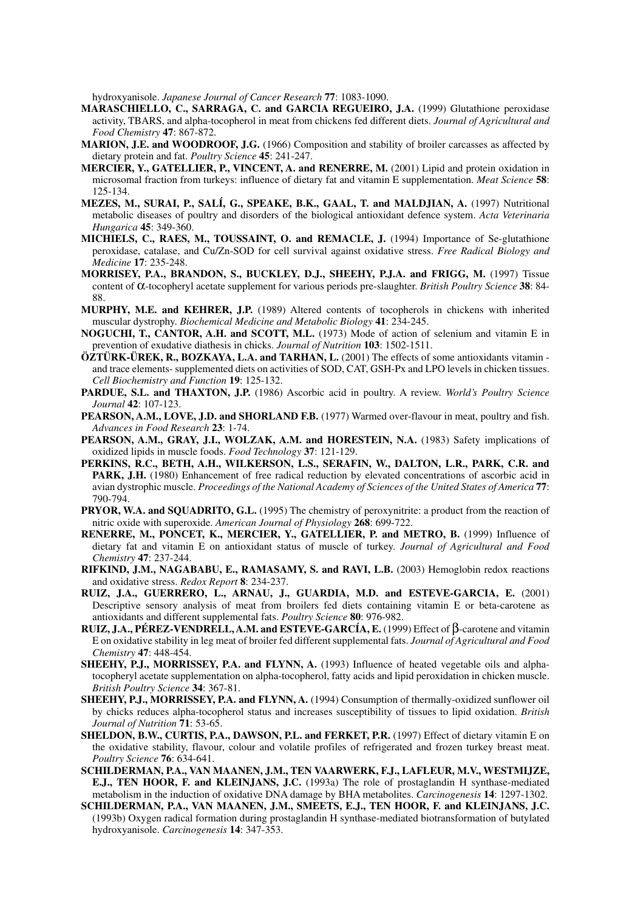hydroxyanisole. *Japanese Journal of Cancer Research* **77**: 1083-1090.

**MARASCHIELLO, C., SARRAGA, C. and GARCIA REGUEIRO, J.A.** (1999) Glutathione peroxidase activity, TBARS, and alpha-tocopherol in meat from chickens fed different diets. *Journal of Agricultural and Food Chemistry* **47**: 867-872.

**MARION, J.E. and WOODROOF, J.G.** (1966) Composition and stability of broiler carcasses as affected by dietary protein and fat. *Poultry Science* **45**: 241-247.

**MERCIER, Y., GATELLIER, P., VINCENT, A. and RENERRE, M.** (2001) Lipid and protein oxidation in microsomal fraction from turkeys: influence of dietary fat and vitamin E supplementation. *Meat Science* **58**: 125-134.

**MEZES, M., SURAI, P., SALÍ, G., SPEAKE, B.K., GAAL, T. and MALDJIAN, A.** (1997) Nutritional metabolic diseases of poultry and disorders of the biological antioxidant defence system. *Acta Veterinaria Hungarica* **45**: 349-360.

**MICHIELS, C., RAES, M., TOUSSAINT, O. and REMACLE, J.** (1994) Importance of Se-glutathione peroxidase, catalase, and Cu/Zn-SOD for cell survival against oxidative stress. *Free Radical Biology and Medicine* **17**: 235-248.

**MORRISEY, P.A., BRANDON, S., BUCKLEY, D.J., SHEEHY, P.J.A. and FRIGG, M.** (1997) Tissue content of α-tocopheryl acetate supplement for various periods pre-slaughter. *British Poultry Science* **38**: 84-88.

**MURPHY, M.E. and KEHRER, J.P.** (1989) Altered contents of tocopherols in chickens with inherited muscular dystrophy. *Biochemical Medicine and Metabolic Biology* **41**: 234-245.

**NOGUCHI, T., CANTOR, A.H. and SCOTT, M.L.** (1973) Mode of action of selenium and vitamin E in prevention of exudative diathesis in chicks. *Journal of Nutrition* **103**: 1502-1511.

**ÖZTÜRK-ÜREK, R., BOZKAYA, L.A. and TARHAN, L.** (2001) The effects of some antioxidants vitamin - and trace elements- supplemented diets on activities of SOD, CAT, GSH-Px and LPO levels in chicken tissues. *Cell Biochemistry and Function* **19**: 125-132.

**PARDUE, S.L. and THAXTON, J.P.** (1986) Ascorbic acid in poultry. A review. *World's Poultry Science Journal* **42**: 107-123.

**PEARSON, A.M., LOVE, J.D. and SHORLAND F.B.** (1977) Warmed over-flavour in meat, poultry and fish. *Advances in Food Research* **23**: 1-74.

**PEARSON, A.M., GRAY, J.I., WOLZAK, A.M. and HORESTEIN, N.A.** (1983) Safety implications of oxidized lipids in muscle foods. *Food Technology* **37**: 121-129.

**PERKINS, R.C., BETH, A.H., WILKERSON, L.S., SERAFIN, W., DALTON, L.R., PARK, C.R. and PARK, J.H.** (1980) Enhancement of free radical reduction by elevated concentrations of ascorbic acid in avian dystrophic muscle. *Proceedings of the National Academy of Sciences of the United States of America* **77**: 790-794.

**PRYOR, W.A. and SQUADRITO, G.L.** (1995) The chemistry of peroxynitrite: a product from the reaction of nitric oxide with superoxide. *American Journal of Physiology* **268**: 699-722.

**RENERRE, M., PONCET, K., MERCIER, Y., GATELLIER, P. and METRO, B.** (1999) Influence of dietary fat and vitamin E on antioxidant status of muscle of turkey. *Journal of Agricultural and Food Chemistry* **47**: 237-244.

**RIFKIND, J.M., NAGABABU, E., RAMASAMY, S. and RAVI, L.B.** (2003) Hemoglobin redox reactions and oxidative stress. *Redox Report* **8**: 234-237.

**RUIZ, J.A., GUERRERO, L., ARNAU, J., GUARDIA, M.D. and ESTEVE-GARCIA, E.** (2001) Descriptive sensory analysis of meat from broilers fed diets containing vitamin E or beta-carotene as antioxidants and different supplemental fats. *Poultry Science* **80**: 976-982.

**RUIZ, J.A., PÉREZ-VENDRELL, A.M. and ESTEVE-GARCÍA, E.** (1999) Effect of β-carotene and vitamin E on oxidative stability in leg meat of broiler fed different supplemental fats. *Journal of Agricultural and Food Chemistry* **47**: 448-454.

**SHEEHY, P.J., MORRISSEY, P.A. and FLYNN, A.** (1993) Influence of heated vegetable oils and alpha-tocopheryl acetate supplementation on alpha-tocopherol, fatty acids and lipid peroxidation in chicken muscle. *British Poultry Science* **34**: 367-81.

**SHEEHY, P.J., MORRISSEY, P.A. and FLYNN, A.** (1994) Consumption of thermally-oxidized sunflower oil by chicks reduces alpha-tocopherol status and increases susceptibility of tissues to lipid oxidation. *British Journal of Nutrition* **71**: 53-65.

**SHELDON, B.W., CURTIS, P.A., DAWSON, P.L. and FERKET, P.R.** (1997) Effect of dietary vitamin E on the oxidative stability, flavour, colour and volatile profiles of refrigerated and frozen turkey breast meat. *Poultry Science* **76**: 634-641.

**SCHILDERMAN, P.A., VAN MAANEN, J.M., TEN VAARWERK, F.J., LAFLEUR, M.V., WESTMIJZE, E.J., TEN HOOR, F. and KLEINJANS, J.C.** (1993a) The role of prostaglandin H synthase-mediated metabolism in the induction of oxidative DNA damage by BHA metabolites. *Carcinogenesis* **14**: 1297-1302.

**SCHILDERMAN, P.A., VAN MAANEN, J.M., SMEETS, E.J., TEN HOOR, F. and KLEINJANS, J.C.** (1993b) Oxygen radical formation during prostaglandin H synthase-mediated biotransformation of butylated hydroxyanisole. *Carcinogenesis* **14**: 347-353.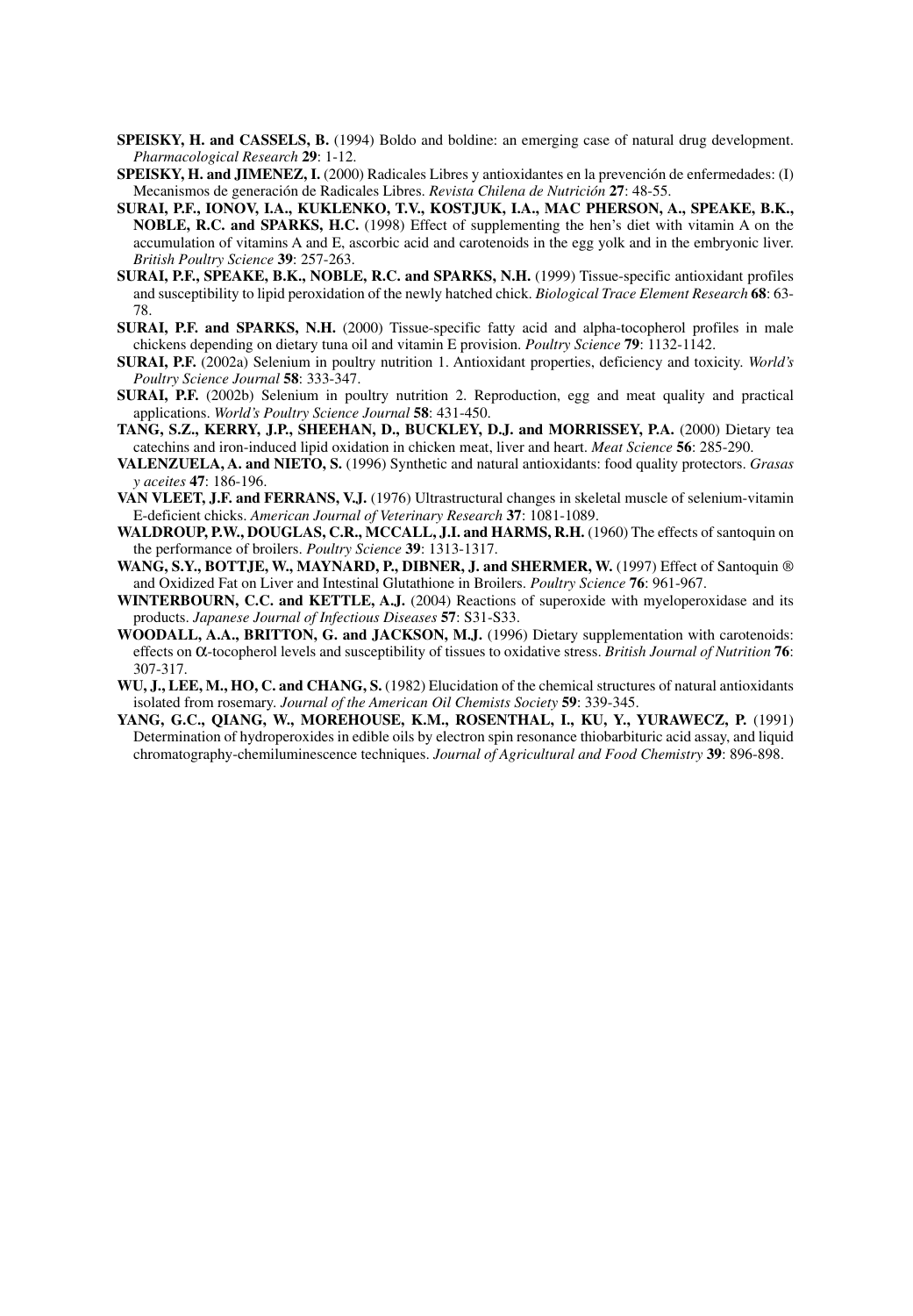**SPEISKY, H. and CASSELS, B.** (1994) Boldo and boldine: an emerging case of natural drug development. *Pharmacological Research* **29**: 1-12.

**SPEISKY, H. and JIMENEZ, I.** (2000) Radicales Libres y antioxidantes en la prevención de enfermedades: (I) Mecanismos de generación de Radicales Libres. *Revista Chilena de Nutrición* **27**: 48-55.

**SURAI, P.F., IONOV, I.A., KUKLENKO, T.V., KOSTJUK, I.A., MAC PHERSON, A., SPEAKE, B.K., NOBLE, R.C. and SPARKS, H.C.** (1998) Effect of supplementing the hen's diet with vitamin A on the accumulation of vitamins A and E, ascorbic acid and carotenoids in the egg yolk and in the embryonic liver. *British Poultry Science* **39**: 257-263.

**SURAI, P.F., SPEAKE, B.K., NOBLE, R.C. and SPARKS, N.H.** (1999) Tissue-specific antioxidant profiles and susceptibility to lipid peroxidation of the newly hatched chick. *Biological Trace Element Research* **68**: 63-78.

**SURAI, P.F. and SPARKS, N.H.** (2000) Tissue-specific fatty acid and alpha-tocopherol profiles in male chickens depending on dietary tuna oil and vitamin E provision. *Poultry Science* **79**: 1132-1142.

**SURAI, P.F.** (2002a) Selenium in poultry nutrition 1. Antioxidant properties, deficiency and toxicity. *World's Poultry Science Journal* **58**: 333-347.

**SURAI, P.F.** (2002b) Selenium in poultry nutrition 2. Reproduction, egg and meat quality and practical applications. *World's Poultry Science Journal* **58**: 431-450.

**TANG, S.Z., KERRY, J.P., SHEEHAN, D., BUCKLEY, D.J. and MORRISSEY, P.A.** (2000) Dietary tea catechins and iron-induced lipid oxidation in chicken meat, liver and heart. *Meat Science* **56**: 285-290.

**VALENZUELA, A. and NIETO, S.** (1996) Synthetic and natural antioxidants: food quality protectors. *Grasas y aceites* **47**: 186-196.

**VAN VLEET, J.F. and FERRANS, V.J.** (1976) Ultrastructural changes in skeletal muscle of selenium-vitamin E-deficient chicks. *American Journal of Veterinary Research* **37**: 1081-1089.

**WALDROUP, P.W., DOUGLAS, C.R., MCCALL, J.I. and HARMS, R.H.** (1960) The effects of santoquin on the performance of broilers. *Poultry Science* **39**: 1313-1317.

**WANG, S.Y., BOTTJE, W., MAYNARD, P., DIBNER, J. and SHERMER, W.** (1997) Effect of Santoquin ® and Oxidized Fat on Liver and Intestinal Glutathione in Broilers. *Poultry Science* **76**: 961-967.

**WINTERBOURN, C.C. and KETTLE, A.J.** (2004) Reactions of superoxide with myeloperoxidase and its products. *Japanese Journal of Infectious Diseases* **57**: S31-S33.

**WOODALL, A.A., BRITTON, G. and JACKSON, M.J.** (1996) Dietary supplementation with carotenoids: effects on $\alpha$-tocopherol levels and susceptibility of tissues to oxidative stress. *British Journal of Nutrition* **76**: 307-317.

**WU, J., LEE, M., HO, C. and CHANG, S.** (1982) Elucidation of the chemical structures of natural antioxidants isolated from rosemary. *Journal of the American Oil Chemists Society* **59**: 339-345.

**YANG, G.C., QIANG, W., MOREHOUSE, K.M., ROSENTHAL, I., KU, Y., YURAWECZ, P.** (1991) Determination of hydroperoxides in edible oils by electron spin resonance thiobarbituric acid assay, and liquid chromatography-chemiluminescence techniques. *Journal of Agricultural and Food Chemistry* **39**: 896-898.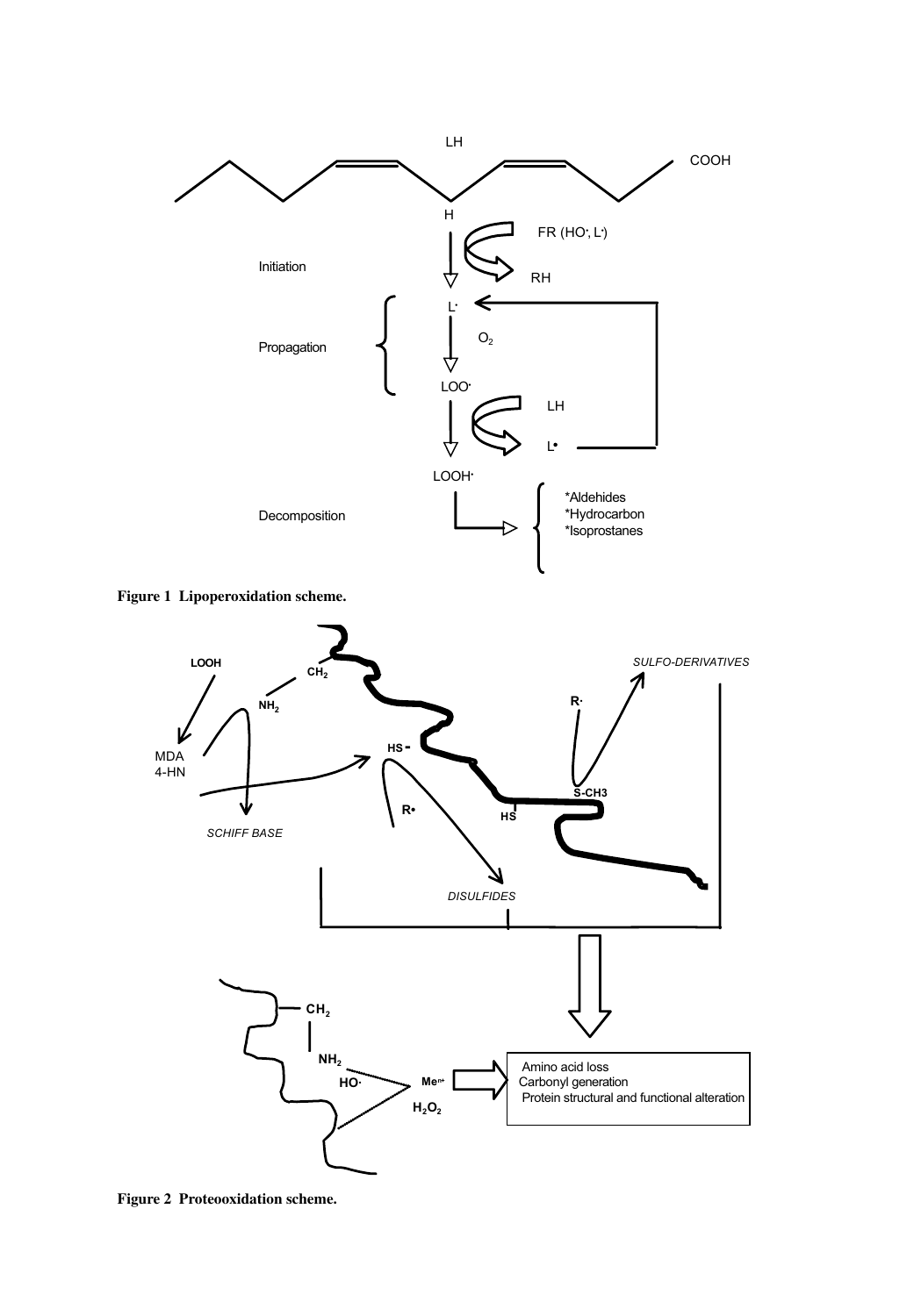LH

COOH

H

FR ($HO^{\cdot}$, $L^{\cdot}$)

Initiation

RH

$L^{\cdot}$

Propagation

$O_2$

$LOO^{\cdot}$

LH

$L^{\bullet}$

$LOOH^{\cdot}$

Decomposition

*Aldehides
*Hydrocarbon
*Isoprostanes

**Figure 1 Lipoperoxidation scheme.**

LOOH

$CH_2$

$NH_2$

MDA
4-HN

*SCHIFF BASE*

HS

$R^{\bullet}$

HS

*DISULFIDES*

$R^{\cdot}$

$S\text{-}CH_3$

*SULFO-DERIVATIVES*

$CH_2$

$NH_2$

$HO^{\cdot}$

$Me^{n+}$

$H_2O_2$

Amino acid loss
Carbonyl generation
Protein structural and functional alteration

**Figure 2 Proteooxidation scheme.**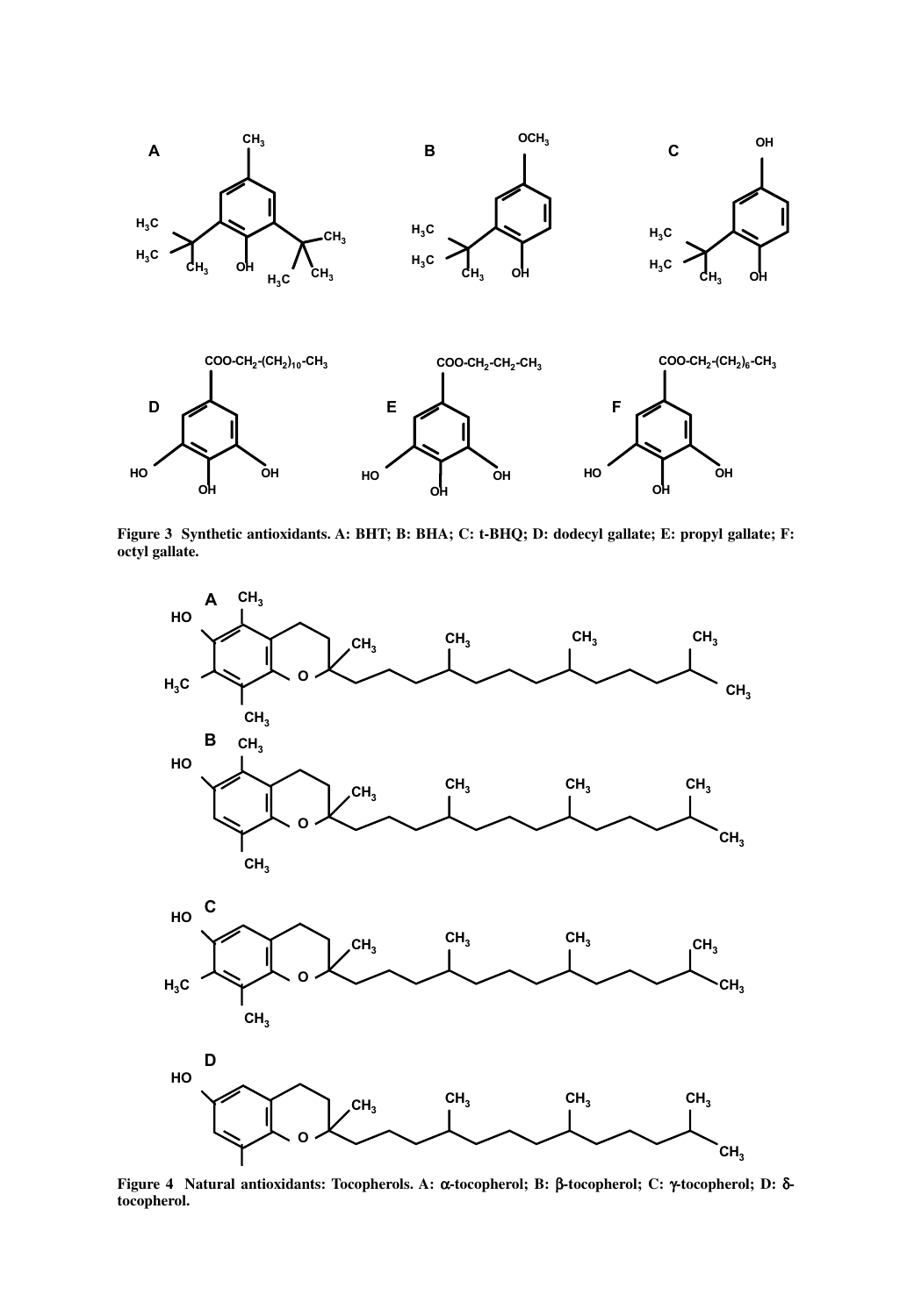A

B

C

D

E

F

Figure 3 Synthetic antioxidants. A: BHT; B: BHA; C: t-BHQ; D: dodecyl gallate; E: propyl gallate; F: octyl gallate.

A

B

C

D

Figure 4 Natural antioxidants: Tocopherols. A: α-tocopherol; B: β-tocopherol; C: γ-tocopherol; D: δ-tocopherol.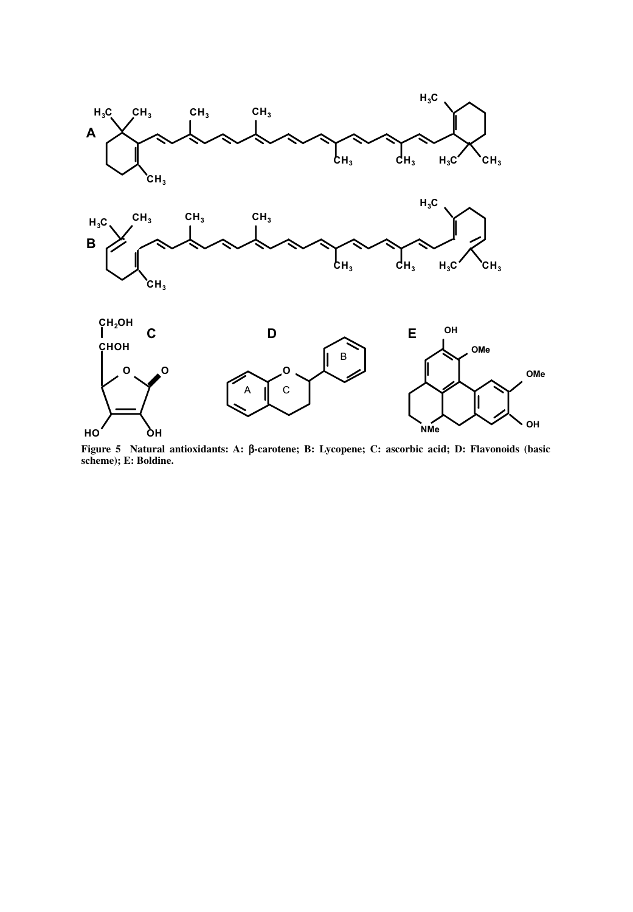**Figure 5** Natural antioxidants: A: β-carotene; B: Lycopene; C: ascorbic acid; D: Flavonoids (basic scheme); E: Boldine.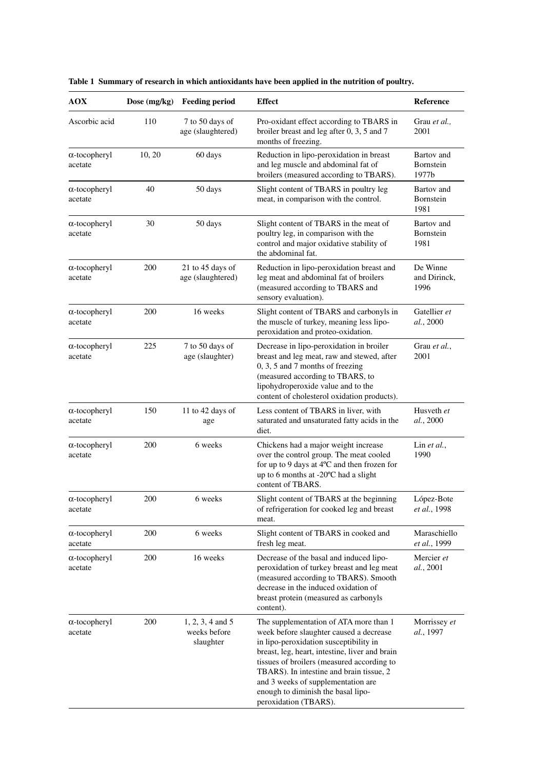**Table 1 Summary of research in which antioxidants have been applied in the nutrition of poultry.**

| AOX | Dose (mg/kg) | Feeding period | Effect | Reference |
|---|---|---|---|---|
| Ascorbic acid | 110 | 7 to 50 days of age (slaughtered) | Pro-oxidant effect according to TBARS in broiler breast and leg after 0, 3, 5 and 7 months of freezing. | Grau *et al.,* 2001 |
| α-tocopheryl acetate | 10, 20 | 60 days | Reduction in lipo-peroxidation in breast and leg muscle and abdominal fat of broilers (measured according to TBARS). | Bartov and Bornstein 1977b |
| α-tocopheryl acetate | 40 | 50 days | Slight content of TBARS in poultry leg meat, in comparison with the control. | Bartov and Bornstein 1981 |
| α-tocopheryl acetate | 30 | 50 days | Slight content of TBARS in the meat of poultry leg, in comparison with the control and major oxidative stability of the abdominal fat. | Bartov and Bornstein 1981 |
| α-tocopheryl acetate | 200 | 21 to 45 days of age (slaughtered) | Reduction in lipo-peroxidation breast and leg meat and abdominal fat of broilers (measured according to TBARS and sensory evaluation). | De Winne and Dirinck, 1996 |
| α-tocopheryl acetate | 200 | 16 weeks | Slight content of TBARS and carbonyls in the muscle of turkey, meaning less lipo-peroxidation and proteo-oxidation. | Gatellier *et al.*, 2000 |
| α-tocopheryl acetate | 225 | 7 to 50 days of age (slaughter) | Decrease in lipo-peroxidation in broiler breast and leg meat, raw and stewed, after 0, 3, 5 and 7 months of freezing (measured according to TBARS, to lipohydroperoxide value and to the content of cholesterol oxidation products). | Grau *et al.*, 2001 |
| α-tocopheryl acetate | 150 | 11 to 42 days of age | Less content of TBARS in liver, with saturated and unsaturated fatty acids in the diet. | Husveth *et al.*, 2000 |
| α-tocopheryl acetate | 200 | 6 weeks | Chickens had a major weight increase over the control group. The meat cooled for up to 9 days at 4ºC and then frozen for up to 6 months at -20ºC had a slight content of TBARS. | Lin *et al.*, 1990 |
| α-tocopheryl acetate | 200 | 6 weeks | Slight content of TBARS at the beginning of refrigeration for cooked leg and breast meat. | López-Bote *et al.*, 1998 |
| α-tocopheryl acetate | 200 | 6 weeks | Slight content of TBARS in cooked and fresh leg meat. | Maraschiello *et al.*, 1999 |
| α-tocopheryl acetate | 200 | 16 weeks | Decrease of the basal and induced lipo-peroxidation of turkey breast and leg meat (measured according to TBARS). Smooth decrease in the induced oxidation of breast protein (measured as carbonyls content). | Mercier *et al.*, 2001 |
| α-tocopheryl acetate | 200 | 1, 2, 3, 4 and 5 weeks before slaughter | The supplementation of ATA more than 1 week before slaughter caused a decrease in lipo-peroxidation susceptibility in breast, leg, heart, intestine, liver and brain tissues of broilers (measured according to TBARS). In intestine and brain tissue, 2 and 3 weeks of supplementation are enough to diminish the basal lipo-peroxidation (TBARS). | Morrissey *et al.*, 1997 |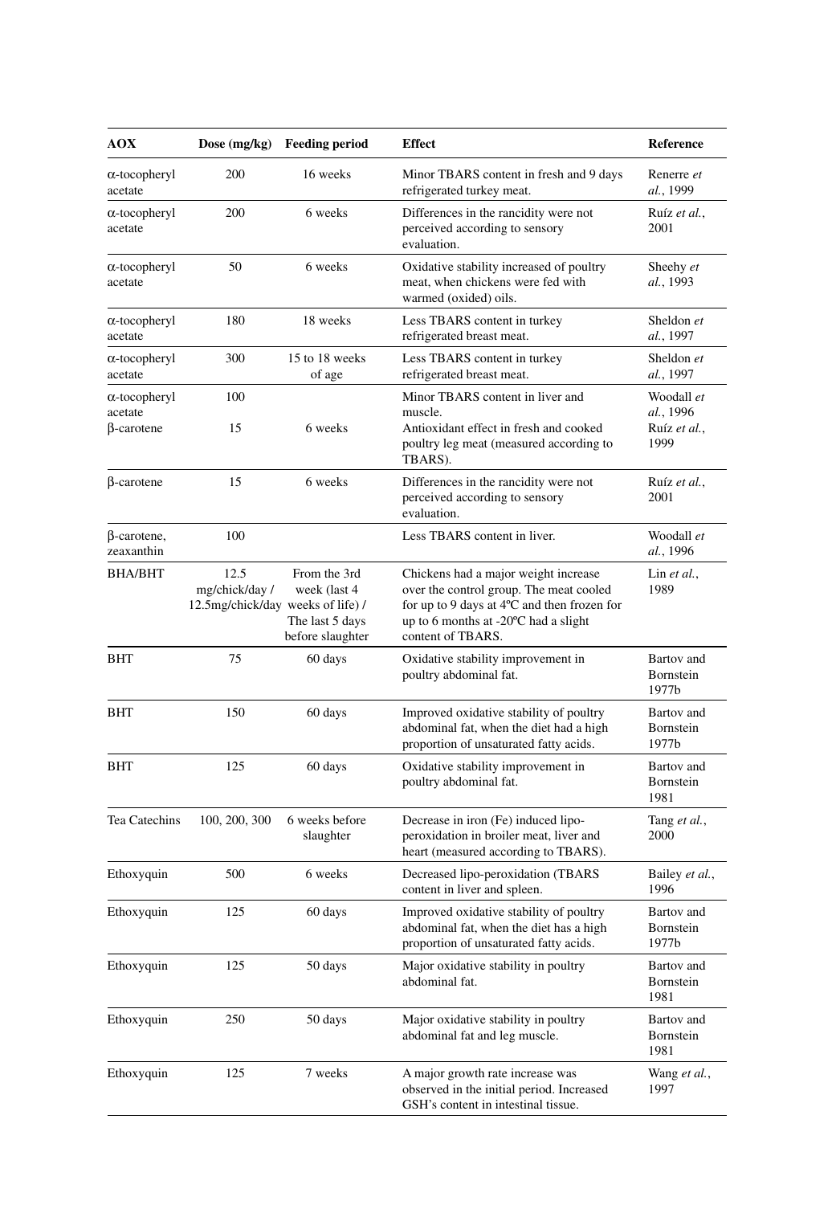| AOX | Dose (mg/kg) | Feeding period | Effect | Reference |
|---|---|---|---|---|
| α-tocopheryl acetate | 200 | 16 weeks | Minor TBARS content in fresh and 9 days refrigerated turkey meat. | Renerre *et al.*, 1999 |
| α-tocopheryl acetate | 200 | 6 weeks | Differences in the rancidity were not perceived according to sensory evaluation. | Ruíz *et al.*, 2001 |
| α-tocopheryl acetate | 50 | 6 weeks | Oxidative stability increased of poultry meat, when chickens were fed with warmed (oxided) oils. | Sheehy *et al.*, 1993 |
| α-tocopheryl acetate | 180 | 18 weeks | Less TBARS content in turkey refrigerated breast meat. | Sheldon *et al.*, 1997 |
| α-tocopheryl acetate | 300 | 15 to 18 weeks of age | Less TBARS content in turkey refrigerated breast meat. | Sheldon *et al.*, 1997 |
| α-tocopheryl acetate<br>β-carotene | 100<br>15 | 6 weeks | Minor TBARS content in liver and muscle.<br>Antioxidant effect in fresh and cooked poultry leg meat (measured according to TBARS). | Woodall *et al.*, 1996<br>Ruíz *et al.*, 1999 |
| β-carotene | 15 | 6 weeks | Differences in the rancidity were not perceived according to sensory evaluation. | Ruíz *et al.*, 2001 |
| β-carotene, zeaxanthin | 100 | | Less TBARS content in liver. | Woodall *et al.*, 1996 |
| BHA/BHT | 12.5 mg/chick/day / 12.5mg/chick/day | From the 3rd week (last 4 weeks of life) / The last 5 days before slaughter | Chickens had a major weight increase over the control group. The meat cooled for up to 9 days at 4ºC and then frozen for up to 6 months at -20ºC had a slight content of TBARS. | Lin *et al.*, 1989 |
| BHT | 75 | 60 days | Oxidative stability improvement in poultry abdominal fat. | Bartov and Bornstein 1977b |
| BHT | 150 | 60 days | Improved oxidative stability of poultry abdominal fat, when the diet had a high proportion of unsaturated fatty acids. | Bartov and Bornstein 1977b |
| BHT | 125 | 60 days | Oxidative stability improvement in poultry abdominal fat. | Bartov and Bornstein 1981 |
| Tea Catechins | 100, 200, 300 | 6 weeks before slaughter | Decrease in iron (Fe) induced lipo-peroxidation in broiler meat, liver and heart (measured according to TBARS). | Tang *et al.*, 2000 |
| Ethoxyquin | 500 | 6 weeks | Decreased lipo-peroxidation (TBARS content in liver and spleen. | Bailey *et al.*, 1996 |
| Ethoxyquin | 125 | 60 days | Improved oxidative stability of poultry abdominal fat, when the diet has a high proportion of unsaturated fatty acids. | Bartov and Bornstein 1977b |
| Ethoxyquin | 125 | 50 days | Major oxidative stability in poultry abdominal fat. | Bartov and Bornstein 1981 |
| Ethoxyquin | 250 | 50 days | Major oxidative stability in poultry abdominal fat and leg muscle. | Bartov and Bornstein 1981 |
| Ethoxyquin | 125 | 7 weeks | A major growth rate increase was observed in the initial period. Increased GSH's content in intestinal tissue. | Wang *et al.*, 1997 |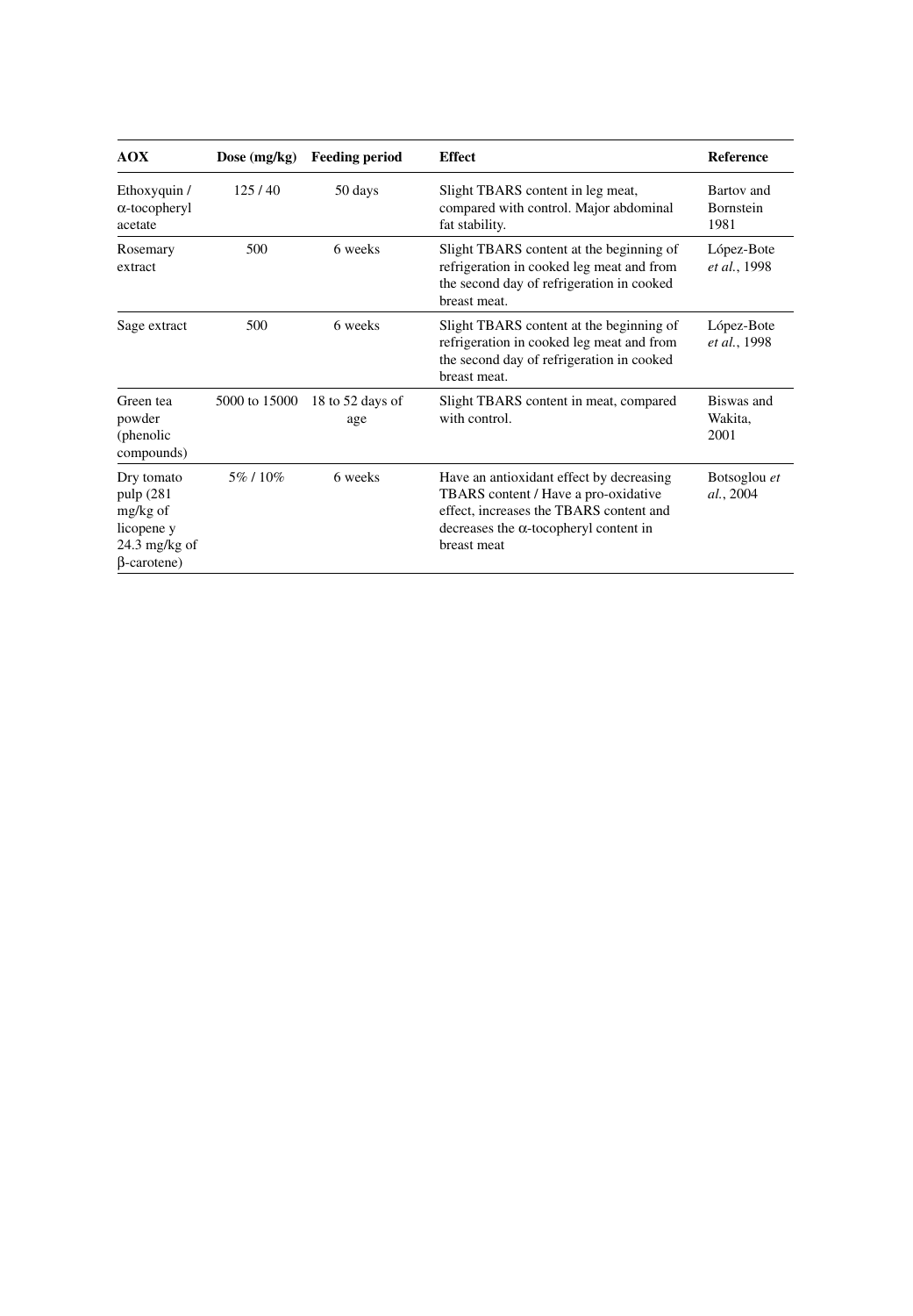| AOX | Dose (mg/kg) | Feeding period | Effect | Reference |
|---|---|---|---|---|
| Ethoxyquin / α-tocopheryl acetate | 125 / 40 | 50 days | Slight TBARS content in leg meat, compared with control. Major abdominal fat stability. | Bartov and Bornstein 1981 |
| Rosemary extract | 500 | 6 weeks | Slight TBARS content at the beginning of refrigeration in cooked leg meat and from the second day of refrigeration in cooked breast meat. | López-Bote *et al.*, 1998 |
| Sage extract | 500 | 6 weeks | Slight TBARS content at the beginning of refrigeration in cooked leg meat and from the second day of refrigeration in cooked breast meat. | López-Bote *et al.*, 1998 |
| Green tea powder (phenolic compounds) | 5000 to 15000 | 18 to 52 days of age | Slight TBARS content in meat, compared with control. | Biswas and Wakita, 2001 |
| Dry tomato pulp (281 mg/kg of licopene y 24.3 mg/kg of β-carotene) | 5% / 10% | 6 weeks | Have an antioxidant effect by decreasing TBARS content / Have a pro-oxidative effect, increases the TBARS content and decreases the α-tocopheryl content in breast meat | Botsoglou *et al.*, 2004 |